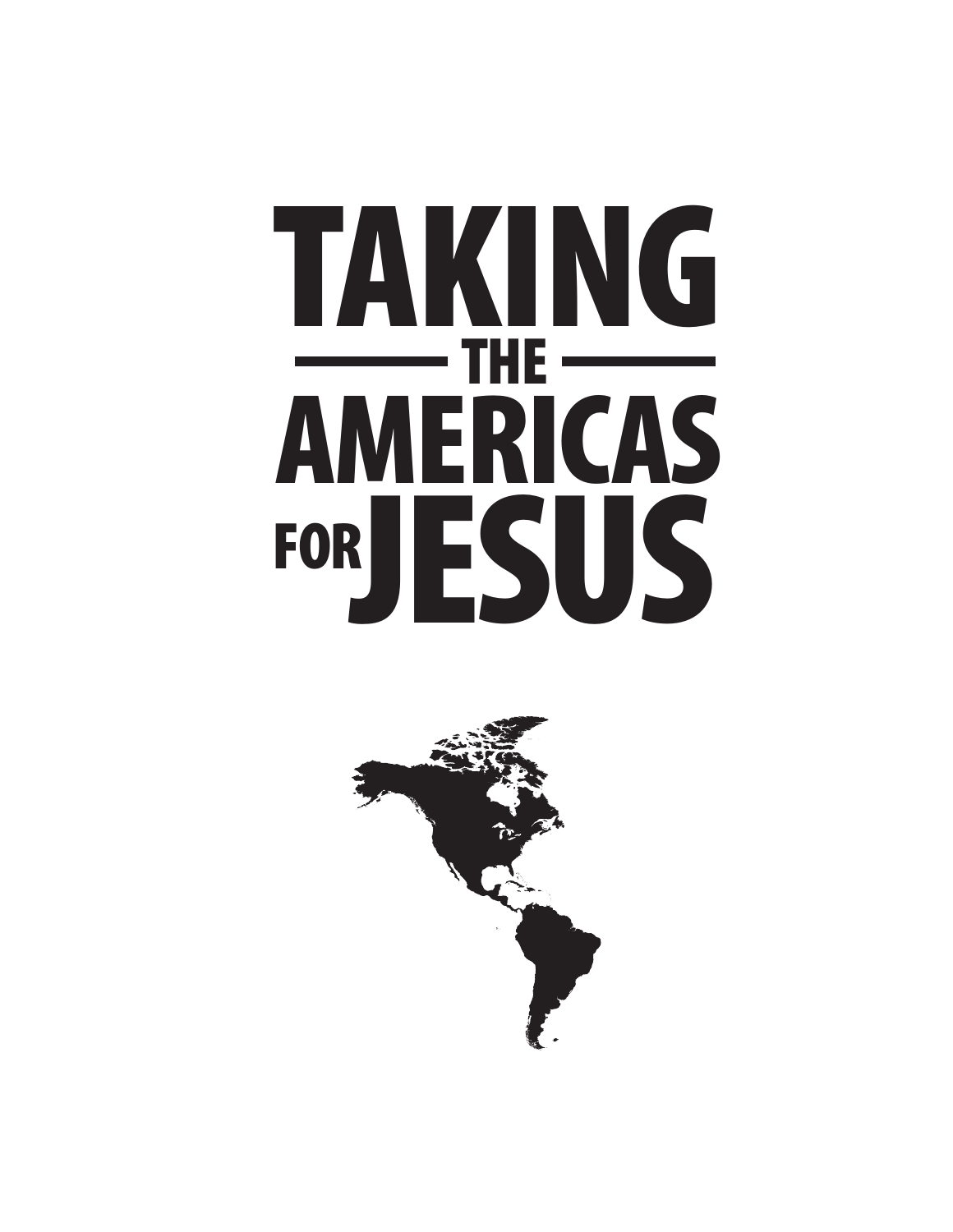# TAKING THE AMERICAS FOR JESUS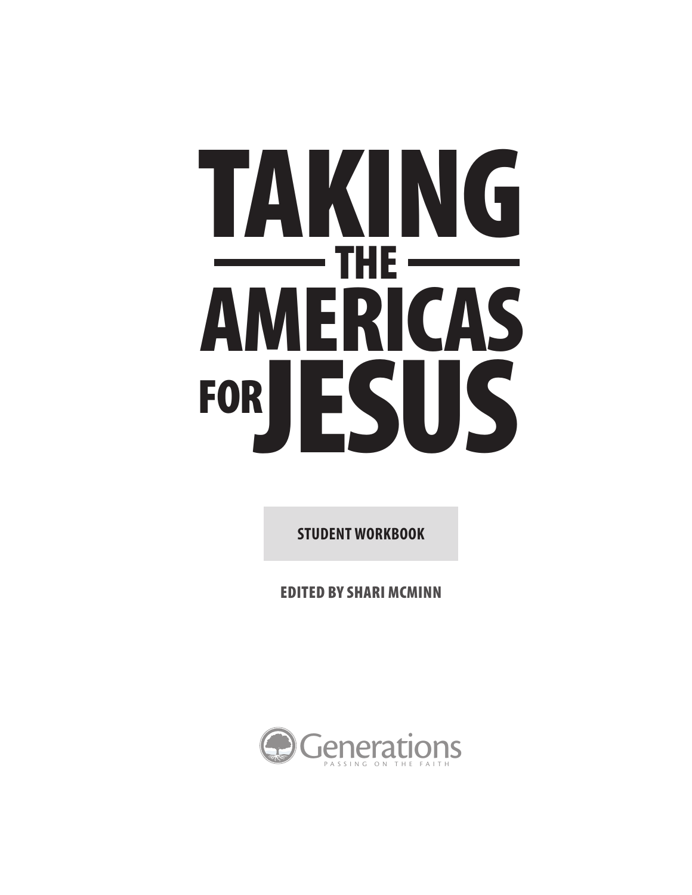# TAKING THE AMERICAS FOR JESUS

**STUDENT WORKBOOK**

**EDITED BY SHARI MCMINN**

Generations

PASSING ON THE FAITH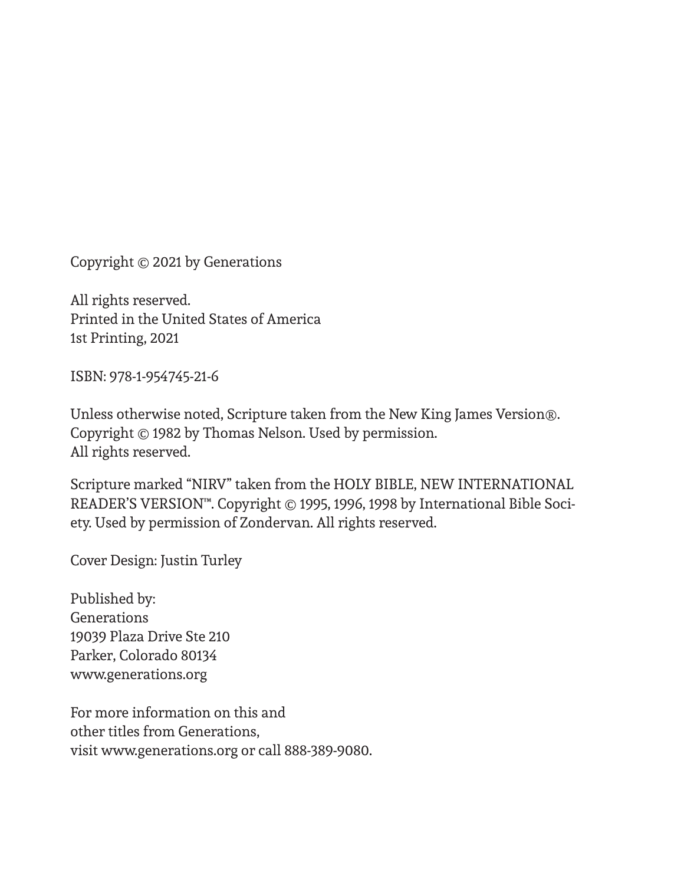Copyright © 2021 by Generations

All rights reserved.
Printed in the United States of America
1st Printing, 2021

ISBN: 978-1-954745-21-6

Unless otherwise noted, Scripture taken from the New King James Version®. Copyright © 1982 by Thomas Nelson. Used by permission. All rights reserved.

Scripture marked "NIRV" taken from the HOLY BIBLE, NEW INTERNATIONAL READER'S VERSION™. Copyright © 1995, 1996, 1998 by International Bible Society. Used by permission of Zondervan. All rights reserved.

Cover Design: Justin Turley

Published by:
Generations
19039 Plaza Drive Ste 210
Parker, Colorado 80134
www.generations.org

For more information on this and
other titles from Generations,
visit www.generations.org or call 888-389-9080.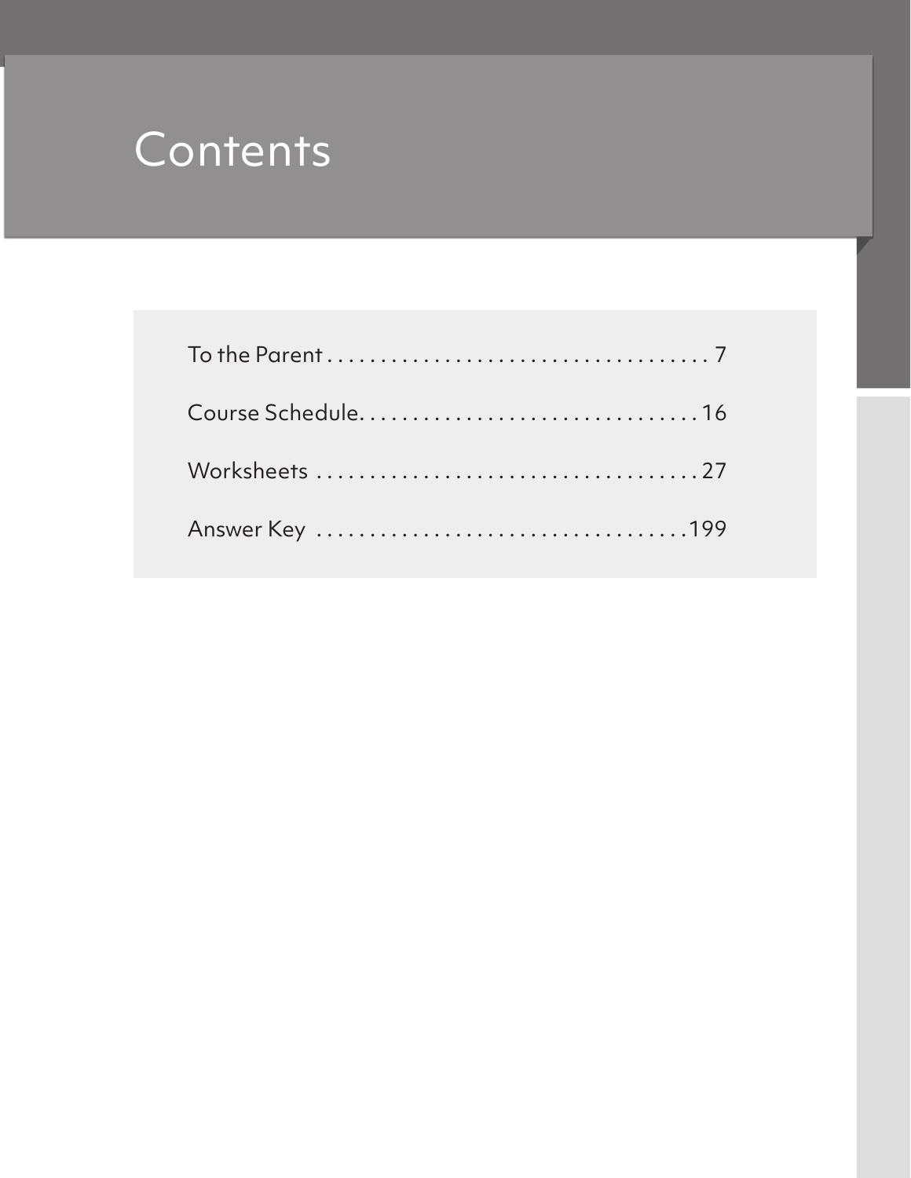# Contents

To the Parent . . . . . . . . . . . . . . . . . . . . . . . . . . . . . . . . . . . . 7

Course Schedule. . . . . . . . . . . . . . . . . . . . . . . . . . . . . . . . 16

Worksheets . . . . . . . . . . . . . . . . . . . . . . . . . . . . . . . . . . . 27

Answer Key . . . . . . . . . . . . . . . . . . . . . . . . . . . . . . . . . . .199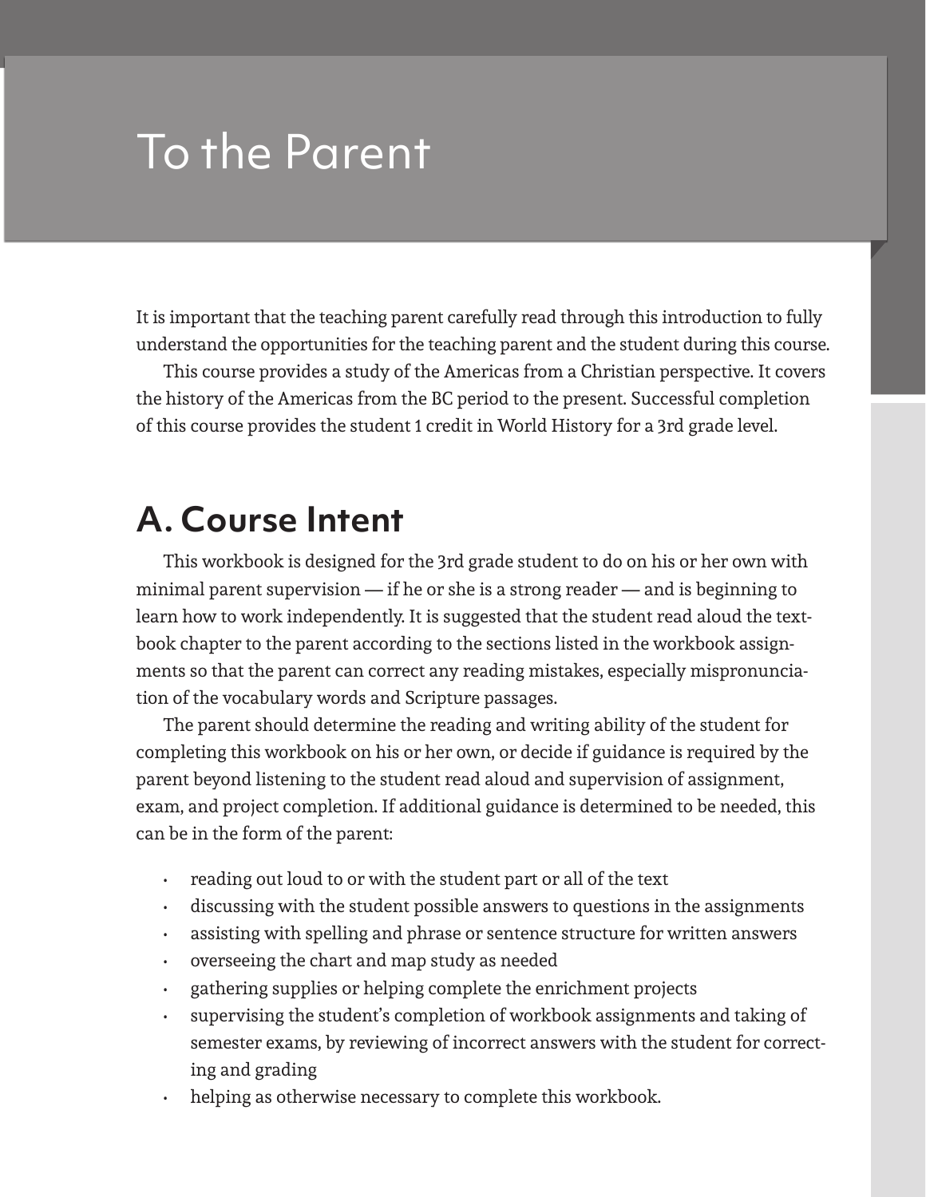# To the Parent

It is important that the teaching parent carefully read through this introduction to fully understand the opportunities for the teaching parent and the student during this course.

This course provides a study of the Americas from a Christian perspective. It covers the history of the Americas from the BC period to the present. Successful completion of this course provides the student 1 credit in World History for a 3rd grade level.

## A. Course Intent

This workbook is designed for the 3rd grade student to do on his or her own with minimal parent supervision — if he or she is a strong reader — and is beginning to learn how to work independently. It is suggested that the student read aloud the textbook chapter to the parent according to the sections listed in the workbook assignments so that the parent can correct any reading mistakes, especially mispronunciation of the vocabulary words and Scripture passages.

The parent should determine the reading and writing ability of the student for completing this workbook on his or her own, or decide if guidance is required by the parent beyond listening to the student read aloud and supervision of assignment, exam, and project completion. If additional guidance is determined to be needed, this can be in the form of the parent:

- reading out loud to or with the student part or all of the text
- discussing with the student possible answers to questions in the assignments
- assisting with spelling and phrase or sentence structure for written answers
- overseeing the chart and map study as needed
- gathering supplies or helping complete the enrichment projects
- supervising the student's completion of workbook assignments and taking of semester exams, by reviewing of incorrect answers with the student for correcting and grading
- helping as otherwise necessary to complete this workbook.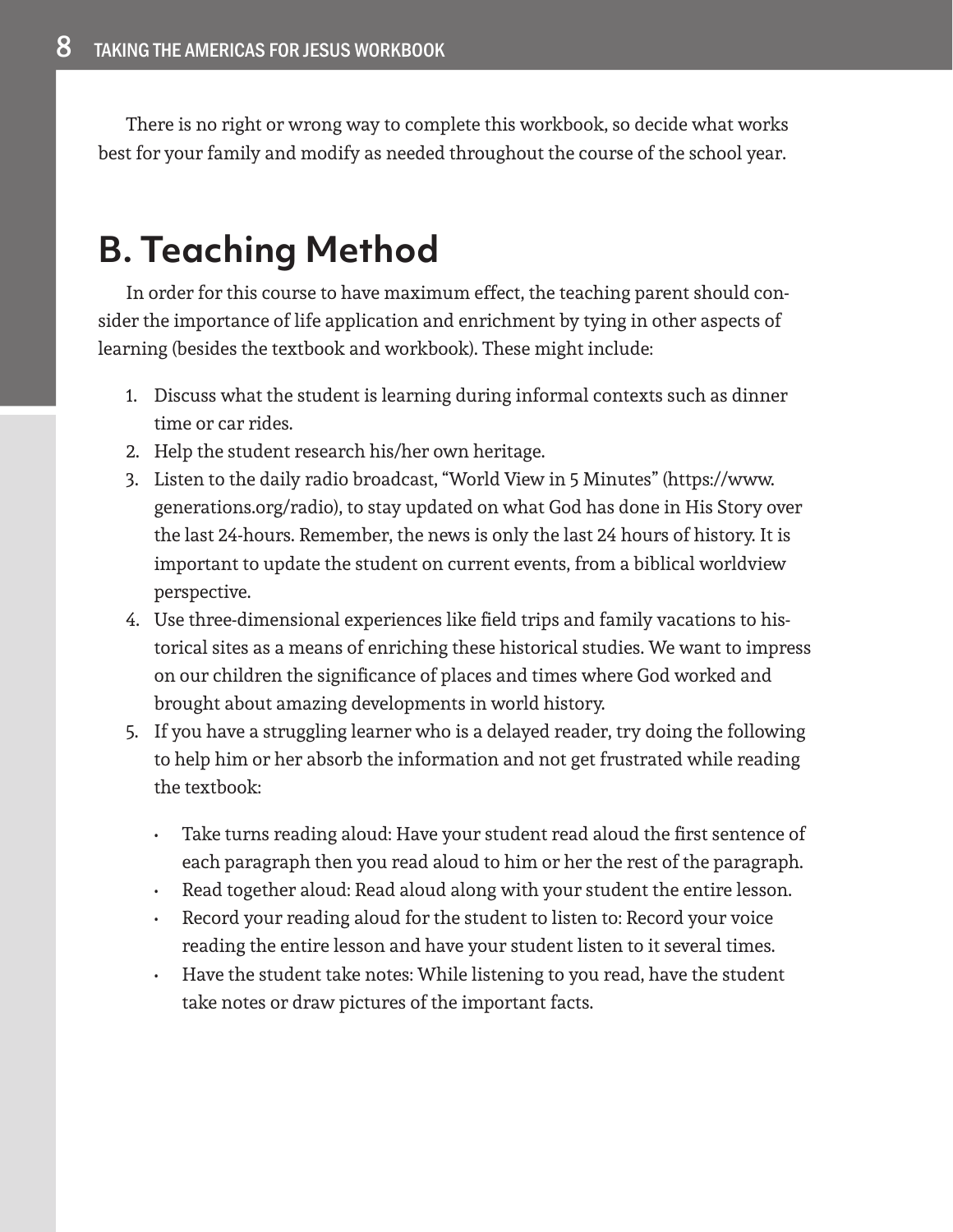There is no right or wrong way to complete this workbook, so decide what works best for your family and modify as needed throughout the course of the school year.

## B. Teaching Method

In order for this course to have maximum effect, the teaching parent should consider the importance of life application and enrichment by tying in other aspects of learning (besides the textbook and workbook). These might include:

1. Discuss what the student is learning during informal contexts such as dinner time or car rides.
2. Help the student research his/her own heritage.
3. Listen to the daily radio broadcast, "World View in 5 Minutes" (https://www.generations.org/radio), to stay updated on what God has done in His Story over the last 24-hours. Remember, the news is only the last 24 hours of history. It is important to update the student on current events, from a biblical worldview perspective.
4. Use three-dimensional experiences like field trips and family vacations to historical sites as a means of enriching these historical studies. We want to impress on our children the significance of places and times where God worked and brought about amazing developments in world history.
5. If you have a struggling learner who is a delayed reader, try doing the following to help him or her absorb the information and not get frustrated while reading the textbook:

    - Take turns reading aloud: Have your student read aloud the first sentence of each paragraph then you read aloud to him or her the rest of the paragraph.
    - Read together aloud: Read aloud along with your student the entire lesson.
    - Record your reading aloud for the student to listen to: Record your voice reading the entire lesson and have your student listen to it several times.
    - Have the student take notes: While listening to you read, have the student take notes or draw pictures of the important facts.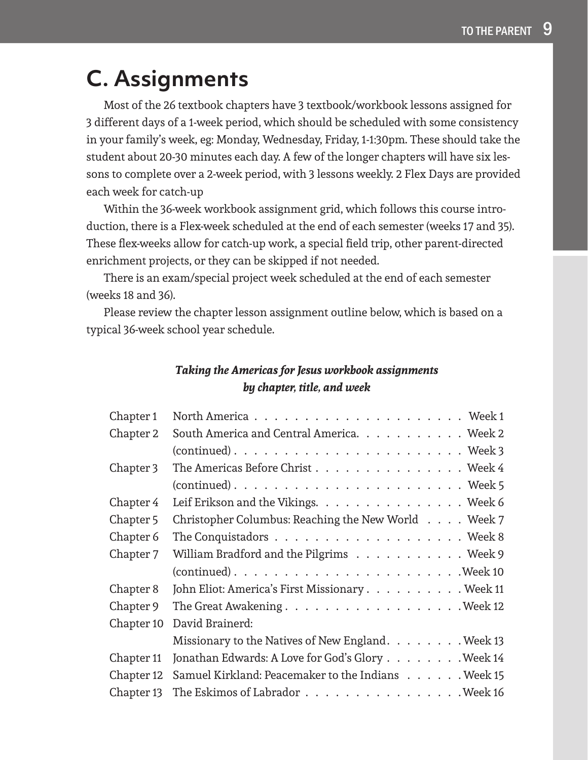## C. Assignments

Most of the 26 textbook chapters have 3 textbook/workbook lessons assigned for 3 different days of a 1-week period, which should be scheduled with some consistency in your family's week, eg: Monday, Wednesday, Friday, 1-1:30pm. These should take the student about 20-30 minutes each day. A few of the longer chapters will have six lessons to complete over a 2-week period, with 3 lessons weekly. 2 Flex Days are provided each week for catch-up

Within the 36-week workbook assignment grid, which follows this course introduction, there is a Flex-week scheduled at the end of each semester (weeks 17 and 35). These flex-weeks allow for catch-up work, a special field trip, other parent-directed enrichment projects, or they can be skipped if not needed.

There is an exam/special project week scheduled at the end of each semester (weeks 18 and 36).

Please review the chapter lesson assignment outline below, which is based on a typical 36-week school year schedule.

***Taking the Americas for Jesus workbook assignments by chapter, title, and week***

| Chapter | Title | Week |
|---|---|---|
| Chapter 1 | North America | Week 1 |
| Chapter 2 | South America and Central America. | Week 2 |
| | (continued) | Week 3 |
| Chapter 3 | The Americas Before Christ | Week 4 |
| | (continued) | Week 5 |
| Chapter 4 | Leif Erikson and the Vikings. | Week 6 |
| Chapter 5 | Christopher Columbus: Reaching the New World | Week 7 |
| Chapter 6 | The Conquistadors | Week 8 |
| Chapter 7 | William Bradford and the Pilgrims | Week 9 |
| | (continued) | Week 10 |
| Chapter 8 | John Eliot: America's First Missionary | Week 11 |
| Chapter 9 | The Great Awakening | Week 12 |
| Chapter 10 | David Brainerd: Missionary to the Natives of New England. | Week 13 |
| Chapter 11 | Jonathan Edwards: A Love for God's Glory | Week 14 |
| Chapter 12 | Samuel Kirkland: Peacemaker to the Indians | Week 15 |
| Chapter 13 | The Eskimos of Labrador | Week 16 |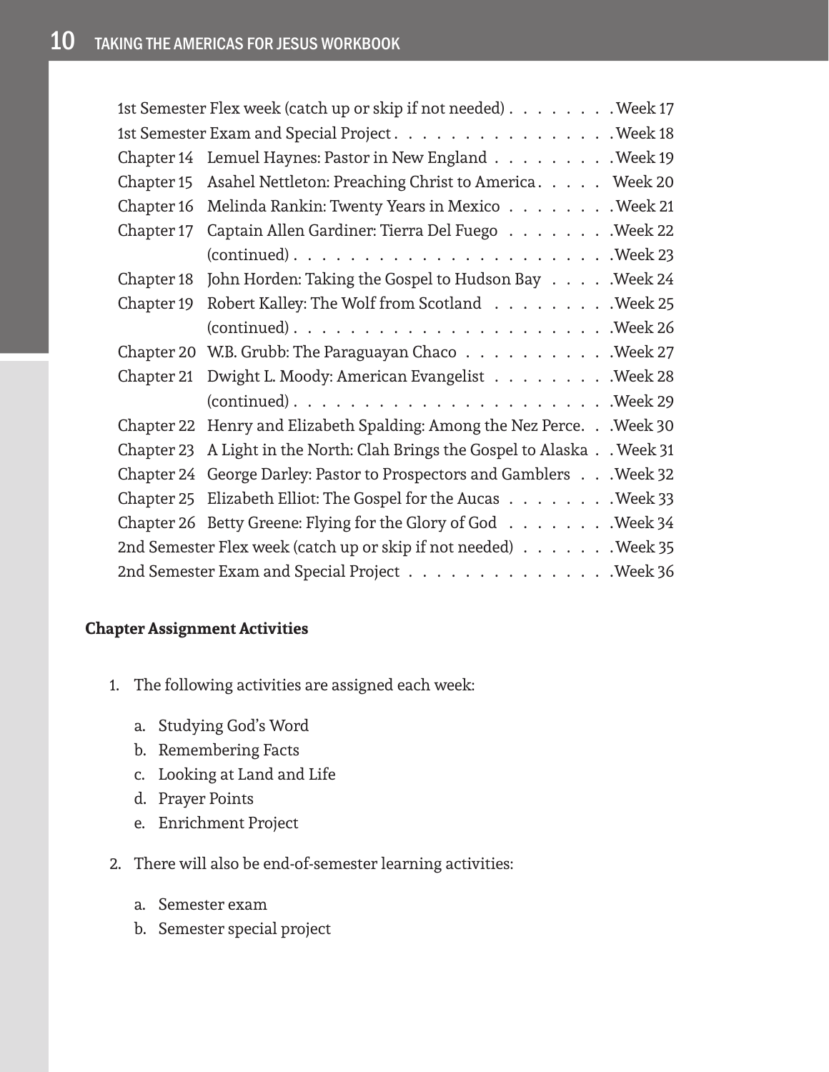| | | |
|---|---|---|
| 1st Semester Flex week (catch up or skip if not needed) | | Week 17 |
| 1st Semester Exam and Special Project | | Week 18 |
| Chapter 14 | Lemuel Haynes: Pastor in New England | Week 19 |
| Chapter 15 | Asahel Nettleton: Preaching Christ to America | Week 20 |
| Chapter 16 | Melinda Rankin: Twenty Years in Mexico | Week 21 |
| Chapter 17 | Captain Allen Gardiner: Tierra Del Fuego | Week 22 |
| | (continued) | Week 23 |
| Chapter 18 | John Horden: Taking the Gospel to Hudson Bay | Week 24 |
| Chapter 19 | Robert Kalley: The Wolf from Scotland | Week 25 |
| | (continued) | Week 26 |
| Chapter 20 | W.B. Grubb: The Paraguayan Chaco | Week 27 |
| Chapter 21 | Dwight L. Moody: American Evangelist | Week 28 |
| | (continued) | Week 29 |
| Chapter 22 | Henry and Elizabeth Spalding: Among the Nez Perce. | Week 30 |
| Chapter 23 | A Light in the North: Clah Brings the Gospel to Alaska | Week 31 |
| Chapter 24 | George Darley: Pastor to Prospectors and Gamblers | Week 32 |
| Chapter 25 | Elizabeth Elliot: The Gospel for the Aucas | Week 33 |
| Chapter 26 | Betty Greene: Flying for the Glory of God | Week 34 |
| 2nd Semester Flex week (catch up or skip if not needed) | | Week 35 |
| 2nd Semester Exam and Special Project | | Week 36 |

**Chapter Assignment Activities**

1. The following activities are assigned each week:
   a. Studying God's Word
   b. Remembering Facts
   c. Looking at Land and Life
   d. Prayer Points
   e. Enrichment Project
2. There will also be end-of-semester learning activities:
   a. Semester exam
   b. Semester special project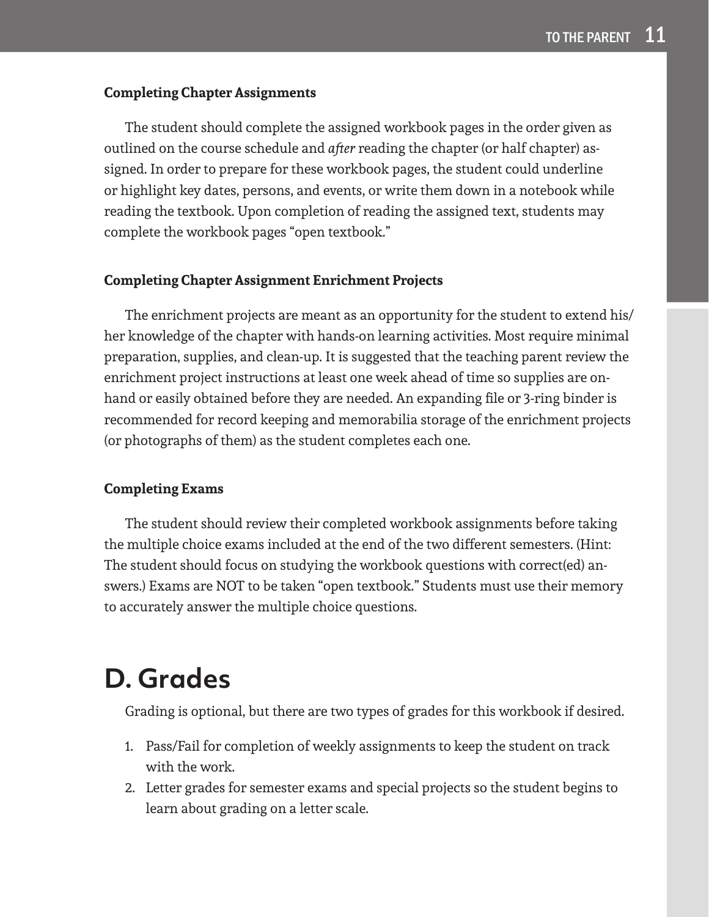**Completing Chapter Assignments**

The student should complete the assigned workbook pages in the order given as outlined on the course schedule and *after* reading the chapter (or half chapter) assigned. In order to prepare for these workbook pages, the student could underline or highlight key dates, persons, and events, or write them down in a notebook while reading the textbook. Upon completion of reading the assigned text, students may complete the workbook pages "open textbook."

**Completing Chapter Assignment Enrichment Projects**

The enrichment projects are meant as an opportunity for the student to extend his/her knowledge of the chapter with hands-on learning activities. Most require minimal preparation, supplies, and clean-up. It is suggested that the teaching parent review the enrichment project instructions at least one week ahead of time so supplies are on-hand or easily obtained before they are needed. An expanding file or 3-ring binder is recommended for record keeping and memorabilia storage of the enrichment projects (or photographs of them) as the student completes each one.

**Completing Exams**

The student should review their completed workbook assignments before taking the multiple choice exams included at the end of the two different semesters. (Hint: The student should focus on studying the workbook questions with correct(ed) answers.) Exams are NOT to be taken "open textbook." Students must use their memory to accurately answer the multiple choice questions.

# D. Grades

Grading is optional, but there are two types of grades for this workbook if desired.

1. Pass/Fail for completion of weekly assignments to keep the student on track with the work.
2. Letter grades for semester exams and special projects so the student begins to learn about grading on a letter scale.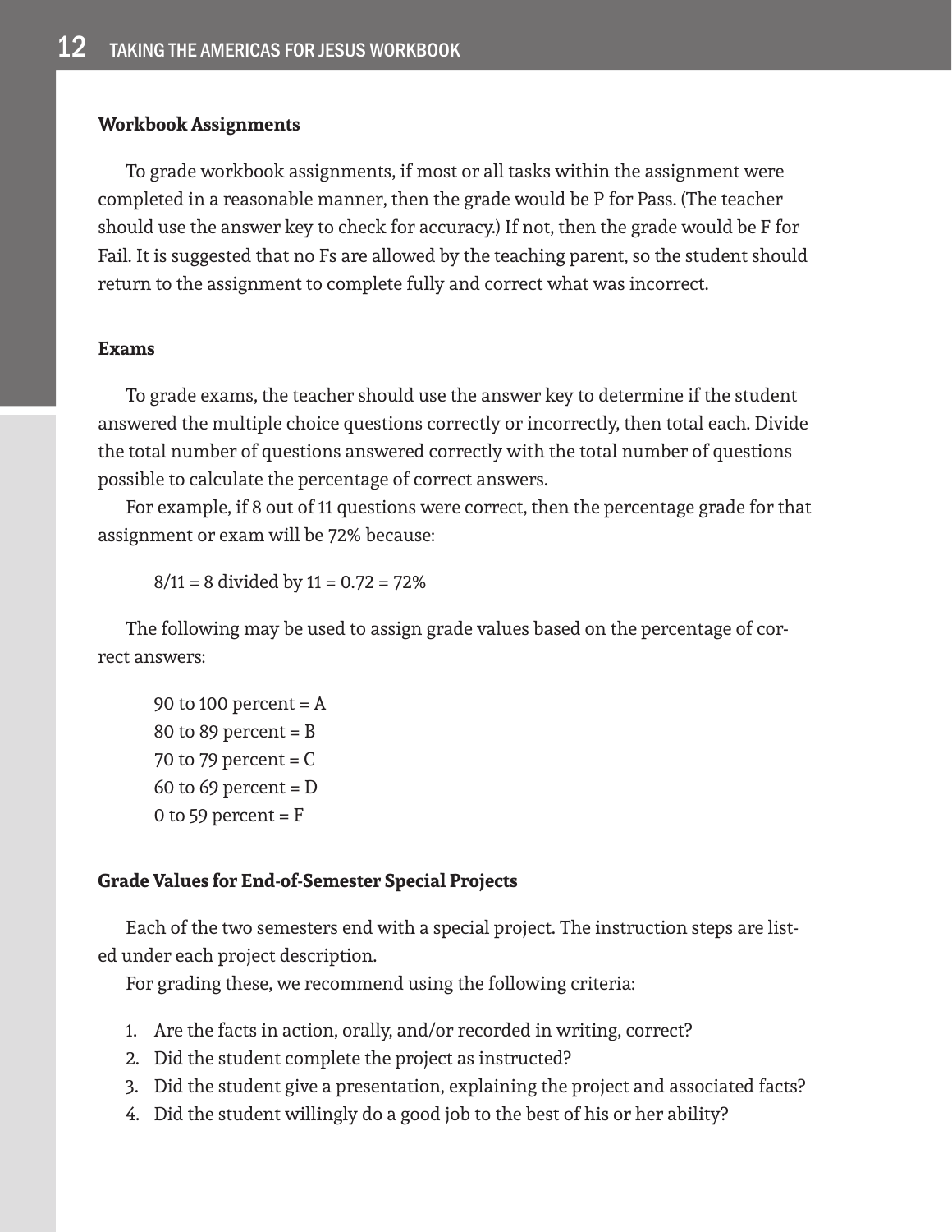**Workbook Assignments**

To grade workbook assignments, if most or all tasks within the assignment were completed in a reasonable manner, then the grade would be P for Pass. (The teacher should use the answer key to check for accuracy.) If not, then the grade would be F for Fail. It is suggested that no Fs are allowed by the teaching parent, so the student should return to the assignment to complete fully and correct what was incorrect.

**Exams**

To grade exams, the teacher should use the answer key to determine if the student answered the multiple choice questions correctly or incorrectly, then total each. Divide the total number of questions answered correctly with the total number of questions possible to calculate the percentage of correct answers.

For example, if 8 out of 11 questions were correct, then the percentage grade for that assignment or exam will be 72% because:

8/11 = 8 divided by 11 = 0.72 = 72%

The following may be used to assign grade values based on the percentage of correct answers:

90 to 100 percent = A
80 to 89 percent = B
70 to 79 percent = C
60 to 69 percent = D
0 to 59 percent = F

**Grade Values for End-of-Semester Special Projects**

Each of the two semesters end with a special project. The instruction steps are listed under each project description.

For grading these, we recommend using the following criteria:

1. Are the facts in action, orally, and/or recorded in writing, correct?
2. Did the student complete the project as instructed?
3. Did the student give a presentation, explaining the project and associated facts?
4. Did the student willingly do a good job to the best of his or her ability?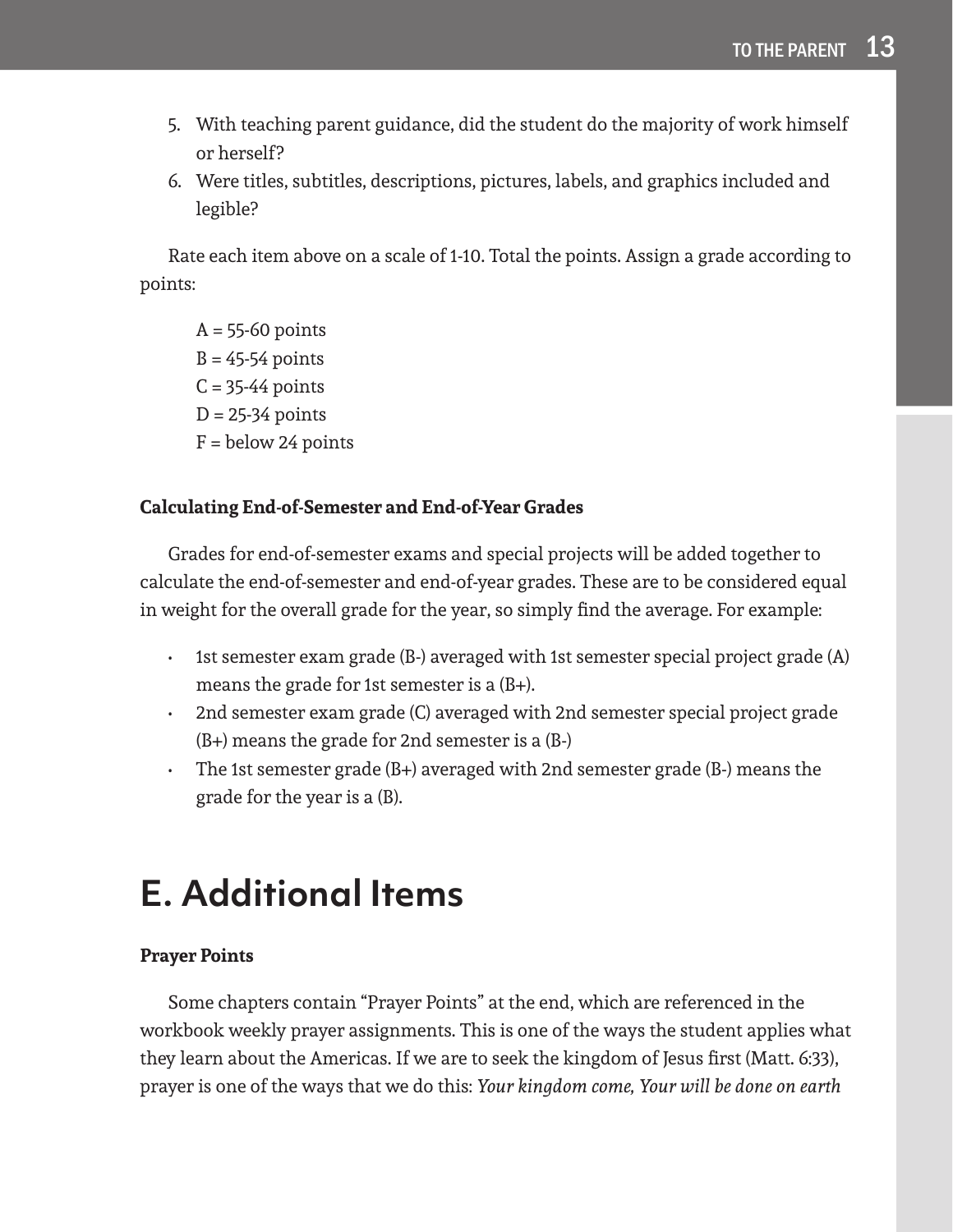5. With teaching parent guidance, did the student do the majority of work himself or herself?
6. Were titles, subtitles, descriptions, pictures, labels, and graphics included and legible?

Rate each item above on a scale of 1-10. Total the points. Assign a grade according to points:

A = 55-60 points
B = 45-54 points
C = 35-44 points
D = 25-34 points
F = below 24 points

**Calculating End-of-Semester and End-of-Year Grades**

Grades for end-of-semester exams and special projects will be added together to calculate the end-of-semester and end-of-year grades. These are to be considered equal in weight for the overall grade for the year, so simply find the average. For example:

- 1st semester exam grade (B-) averaged with 1st semester special project grade (A) means the grade for 1st semester is a (B+).
- 2nd semester exam grade (C) averaged with 2nd semester special project grade (B+) means the grade for 2nd semester is a (B-)
- The 1st semester grade (B+) averaged with 2nd semester grade (B-) means the grade for the year is a (B).

# E. Additional Items

**Prayer Points**

Some chapters contain "Prayer Points" at the end, which are referenced in the workbook weekly prayer assignments. This is one of the ways the student applies what they learn about the Americas. If we are to seek the kingdom of Jesus first (Matt. 6:33), prayer is one of the ways that we do this: *Your kingdom come, Your will be done on earth*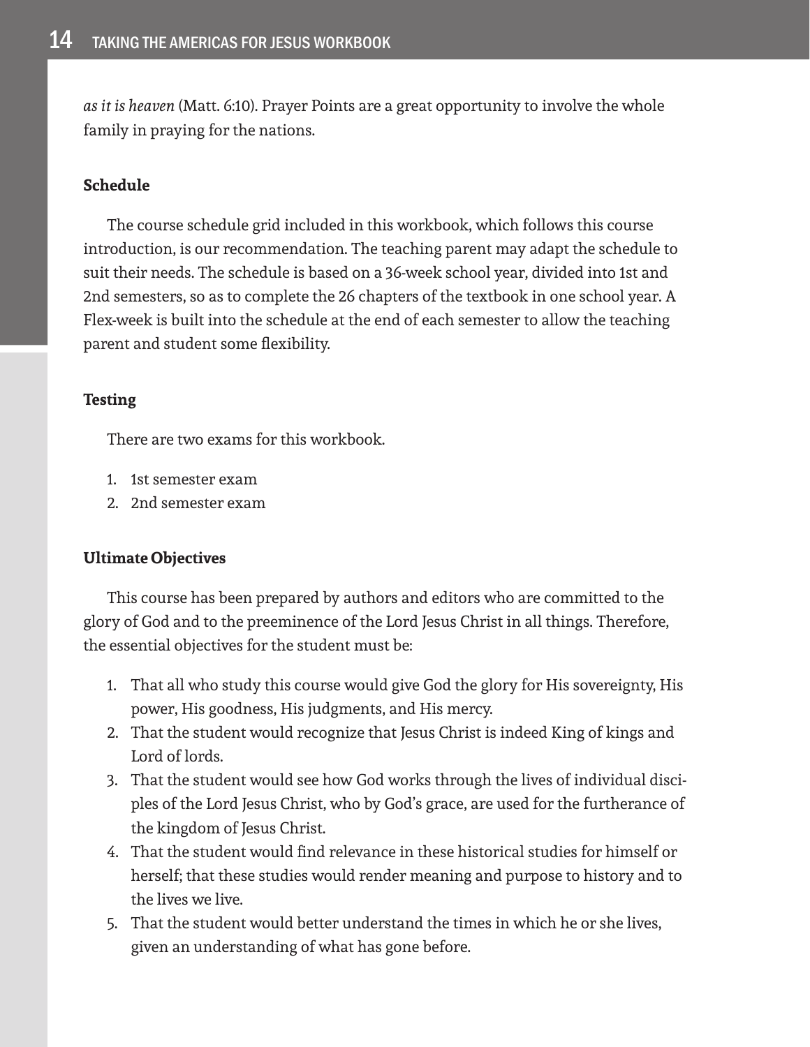*as it is heaven* (Matt. 6:10). Prayer Points are a great opportunity to involve the whole family in praying for the nations.

**Schedule**

The course schedule grid included in this workbook, which follows this course introduction, is our recommendation. The teaching parent may adapt the schedule to suit their needs. The schedule is based on a 36-week school year, divided into 1st and 2nd semesters, so as to complete the 26 chapters of the textbook in one school year. A Flex-week is built into the schedule at the end of each semester to allow the teaching parent and student some flexibility.

**Testing**

There are two exams for this workbook.

1. 1st semester exam
2. 2nd semester exam

**Ultimate Objectives**

This course has been prepared by authors and editors who are committed to the glory of God and to the preeminence of the Lord Jesus Christ in all things. Therefore, the essential objectives for the student must be:

1. That all who study this course would give God the glory for His sovereignty, His power, His goodness, His judgments, and His mercy.
2. That the student would recognize that Jesus Christ is indeed King of kings and Lord of lords.
3. That the student would see how God works through the lives of individual disciples of the Lord Jesus Christ, who by God's grace, are used for the furtherance of the kingdom of Jesus Christ.
4. That the student would find relevance in these historical studies for himself or herself; that these studies would render meaning and purpose to history and to the lives we live.
5. That the student would better understand the times in which he or she lives, given an understanding of what has gone before.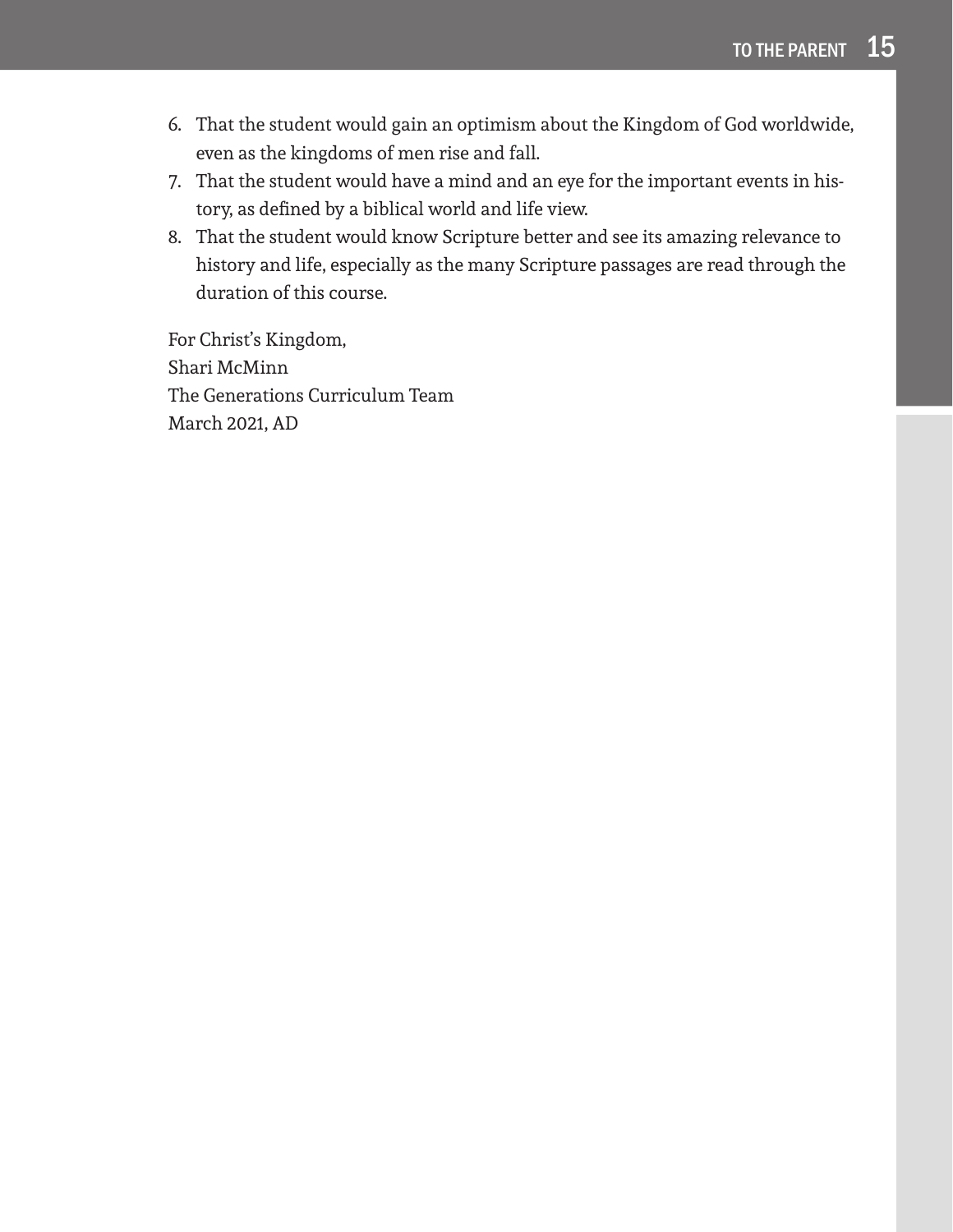6. That the student would gain an optimism about the Kingdom of God worldwide, even as the kingdoms of men rise and fall.
7. That the student would have a mind and an eye for the important events in history, as defined by a biblical world and life view.
8. That the student would know Scripture better and see its amazing relevance to history and life, especially as the many Scripture passages are read through the duration of this course.

For Christ's Kingdom,  
Shari McMinn  
The Generations Curriculum Team  
March 2021, AD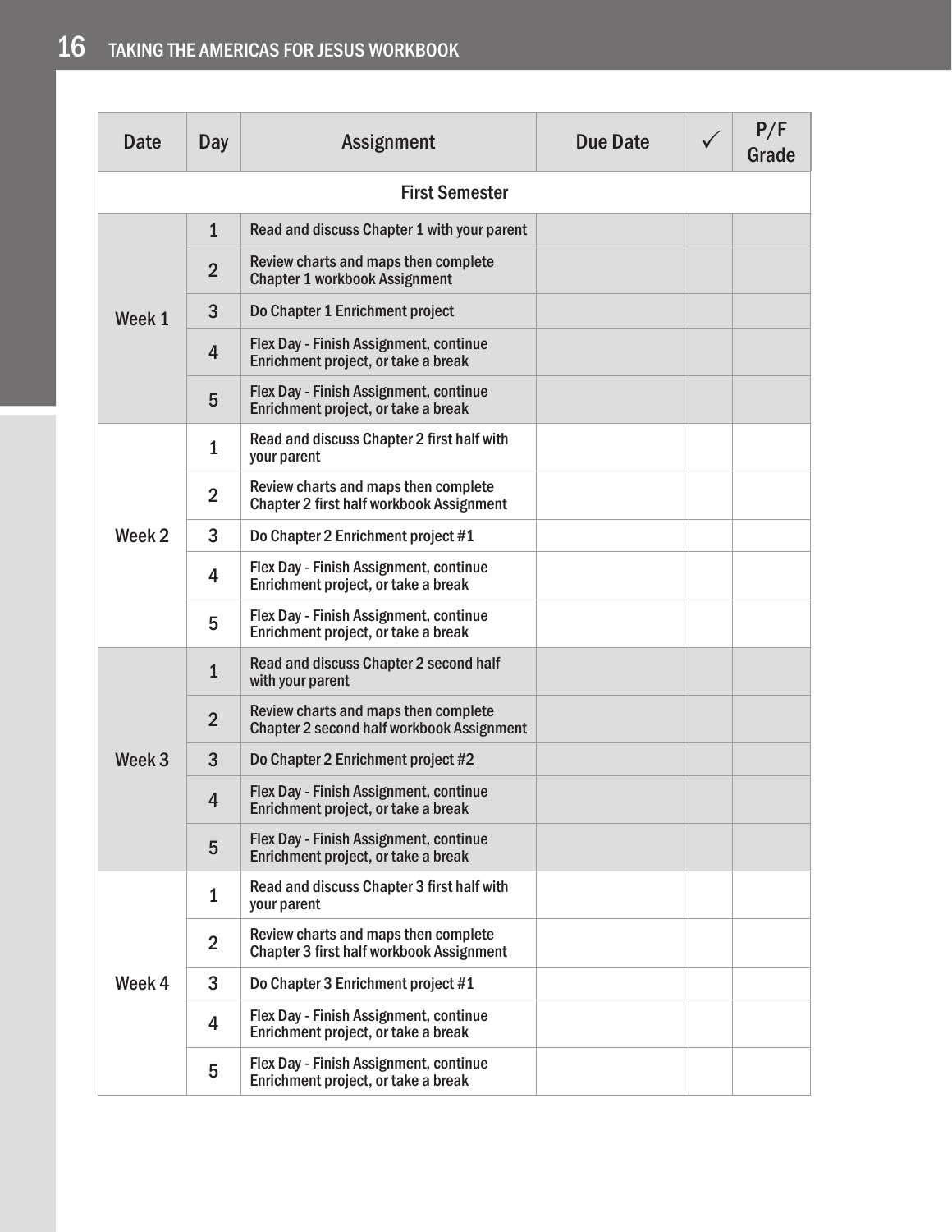| Date | Day | Assignment | Due Date | ✓ | P/F Grade |
|---|---|---|---|---|---|
| First Semester | | | | | |
| Week 1 | 1 | Read and discuss Chapter 1 with your parent | | | |
| | 2 | Review charts and maps then complete Chapter 1 workbook Assignment | | | |
| | 3 | Do Chapter 1 Enrichment project | | | |
| | 4 | Flex Day - Finish Assignment, continue Enrichment project, or take a break | | | |
| | 5 | Flex Day - Finish Assignment, continue Enrichment project, or take a break | | | |
| Week 2 | 1 | Read and discuss Chapter 2 first half with your parent | | | |
| | 2 | Review charts and maps then complete Chapter 2 first half workbook Assignment | | | |
| | 3 | Do Chapter 2 Enrichment project #1 | | | |
| | 4 | Flex Day - Finish Assignment, continue Enrichment project, or take a break | | | |
| | 5 | Flex Day - Finish Assignment, continue Enrichment project, or take a break | | | |
| Week 3 | 1 | Read and discuss Chapter 2 second half with your parent | | | |
| | 2 | Review charts and maps then complete Chapter 2 second half workbook Assignment | | | |
| | 3 | Do Chapter 2 Enrichment project #2 | | | |
| | 4 | Flex Day - Finish Assignment, continue Enrichment project, or take a break | | | |
| | 5 | Flex Day - Finish Assignment, continue Enrichment project, or take a break | | | |
| Week 4 | 1 | Read and discuss Chapter 3 first half with your parent | | | |
| | 2 | Review charts and maps then complete Chapter 3 first half workbook Assignment | | | |
| | 3 | Do Chapter 3 Enrichment project #1 | | | |
| | 4 | Flex Day - Finish Assignment, continue Enrichment project, or take a break | | | |
| | 5 | Flex Day - Finish Assignment, continue Enrichment project, or take a break | | | |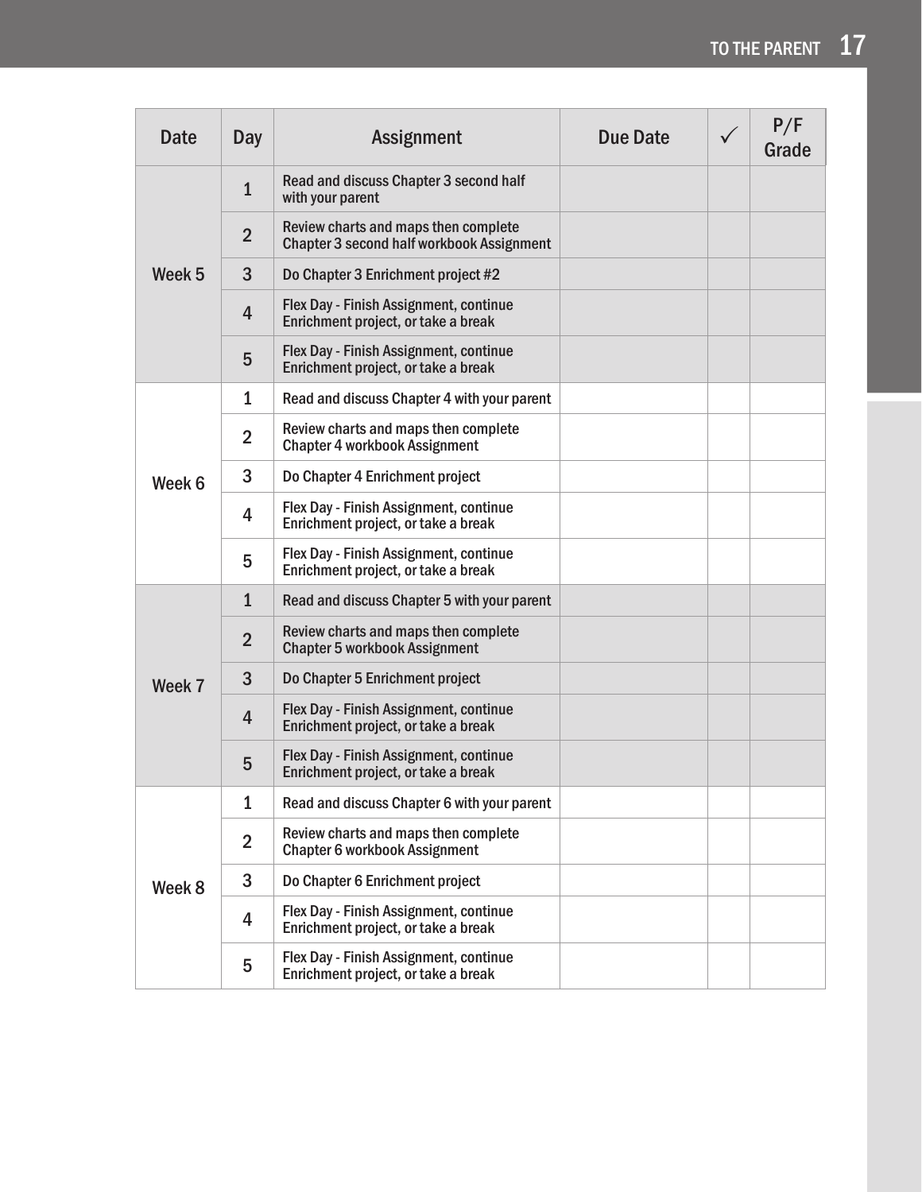| Date | Day | Assignment | Due Date | ✓ | P/F Grade |
|---|---|---|---|---|---|
| Week 5 | 1 | Read and discuss Chapter 3 second half with your parent | | | |
| | 2 | Review charts and maps then complete Chapter 3 second half workbook Assignment | | | |
| | 3 | Do Chapter 3 Enrichment project #2 | | | |
| | 4 | Flex Day - Finish Assignment, continue Enrichment project, or take a break | | | |
| | 5 | Flex Day - Finish Assignment, continue Enrichment project, or take a break | | | |
| Week 6 | 1 | Read and discuss Chapter 4 with your parent | | | |
| | 2 | Review charts and maps then complete Chapter 4 workbook Assignment | | | |
| | 3 | Do Chapter 4 Enrichment project | | | |
| | 4 | Flex Day - Finish Assignment, continue Enrichment project, or take a break | | | |
| | 5 | Flex Day - Finish Assignment, continue Enrichment project, or take a break | | | |
| Week 7 | 1 | Read and discuss Chapter 5 with your parent | | | |
| | 2 | Review charts and maps then complete Chapter 5 workbook Assignment | | | |
| | 3 | Do Chapter 5 Enrichment project | | | |
| | 4 | Flex Day - Finish Assignment, continue Enrichment project, or take a break | | | |
| | 5 | Flex Day - Finish Assignment, continue Enrichment project, or take a break | | | |
| Week 8 | 1 | Read and discuss Chapter 6 with your parent | | | |
| | 2 | Review charts and maps then complete Chapter 6 workbook Assignment | | | |
| | 3 | Do Chapter 6 Enrichment project | | | |
| | 4 | Flex Day - Finish Assignment, continue Enrichment project, or take a break | | | |
| | 5 | Flex Day - Finish Assignment, continue Enrichment project, or take a break | | | |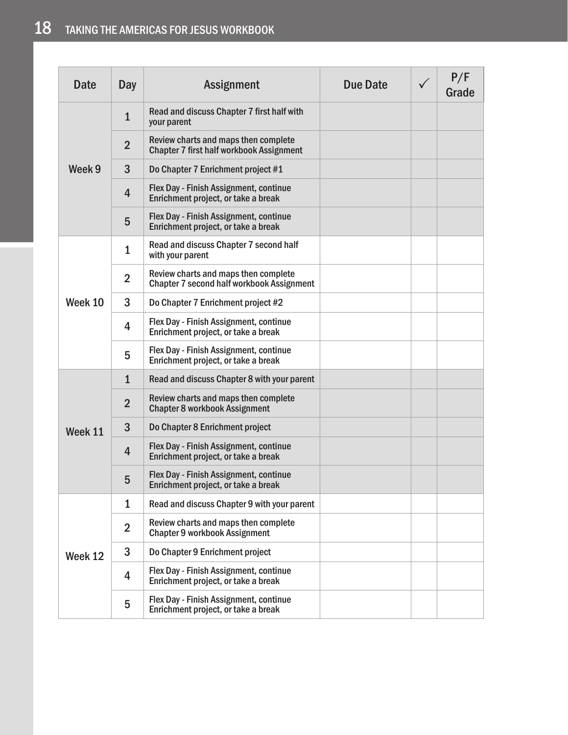| Date | Day | Assignment | Due Date | ✓ | P/F Grade |
|---|---|---|---|---|---|
| Week 9 | 1 | Read and discuss Chapter 7 first half with your parent | | | |
| | 2 | Review charts and maps then complete Chapter 7 first half workbook Assignment | | | |
| | 3 | Do Chapter 7 Enrichment project #1 | | | |
| | 4 | Flex Day - Finish Assignment, continue Enrichment project, or take a break | | | |
| | 5 | Flex Day - Finish Assignment, continue Enrichment project, or take a break | | | |
| Week 10 | 1 | Read and discuss Chapter 7 second half with your parent | | | |
| | 2 | Review charts and maps then complete Chapter 7 second half workbook Assignment | | | |
| | 3 | Do Chapter 7 Enrichment project #2 | | | |
| | 4 | Flex Day - Finish Assignment, continue Enrichment project, or take a break | | | |
| | 5 | Flex Day - Finish Assignment, continue Enrichment project, or take a break | | | |
| Week 11 | 1 | Read and discuss Chapter 8 with your parent | | | |
| | 2 | Review charts and maps then complete Chapter 8 workbook Assignment | | | |
| | 3 | Do Chapter 8 Enrichment project | | | |
| | 4 | Flex Day - Finish Assignment, continue Enrichment project, or take a break | | | |
| | 5 | Flex Day - Finish Assignment, continue Enrichment project, or take a break | | | |
| Week 12 | 1 | Read and discuss Chapter 9 with your parent | | | |
| | 2 | Review charts and maps then complete Chapter 9 workbook Assignment | | | |
| | 3 | Do Chapter 9 Enrichment project | | | |
| | 4 | Flex Day - Finish Assignment, continue Enrichment project, or take a break | | | |
| | 5 | Flex Day - Finish Assignment, continue Enrichment project, or take a break | | | |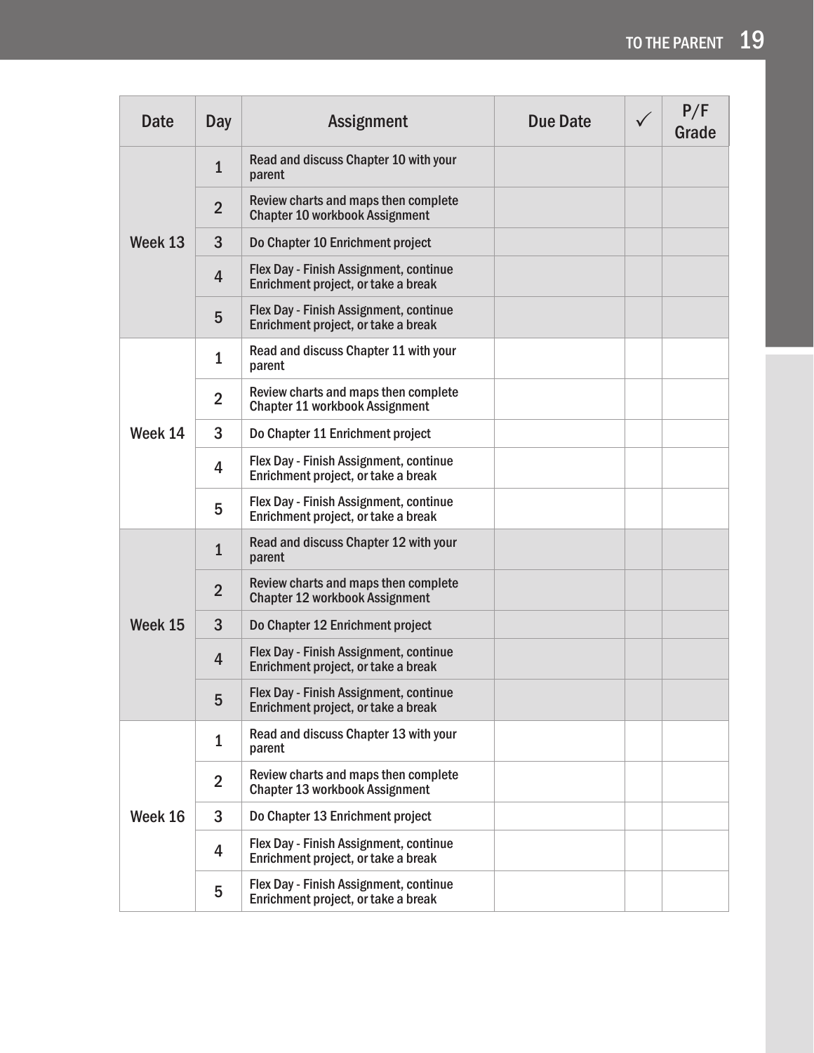| Date | Day | Assignment | Due Date | ✓ | P/F Grade |
|---|---|---|---|---|---|
| Week 13 | 1 | Read and discuss Chapter 10 with your parent | | | |
| | 2 | Review charts and maps then complete Chapter 10 workbook Assignment | | | |
| | 3 | Do Chapter 10 Enrichment project | | | |
| | 4 | Flex Day - Finish Assignment, continue Enrichment project, or take a break | | | |
| | 5 | Flex Day - Finish Assignment, continue Enrichment project, or take a break | | | |
| Week 14 | 1 | Read and discuss Chapter 11 with your parent | | | |
| | 2 | Review charts and maps then complete Chapter 11 workbook Assignment | | | |
| | 3 | Do Chapter 11 Enrichment project | | | |
| | 4 | Flex Day - Finish Assignment, continue Enrichment project, or take a break | | | |
| | 5 | Flex Day - Finish Assignment, continue Enrichment project, or take a break | | | |
| Week 15 | 1 | Read and discuss Chapter 12 with your parent | | | |
| | 2 | Review charts and maps then complete Chapter 12 workbook Assignment | | | |
| | 3 | Do Chapter 12 Enrichment project | | | |
| | 4 | Flex Day - Finish Assignment, continue Enrichment project, or take a break | | | |
| | 5 | Flex Day - Finish Assignment, continue Enrichment project, or take a break | | | |
| Week 16 | 1 | Read and discuss Chapter 13 with your parent | | | |
| | 2 | Review charts and maps then complete Chapter 13 workbook Assignment | | | |
| | 3 | Do Chapter 13 Enrichment project | | | |
| | 4 | Flex Day - Finish Assignment, continue Enrichment project, or take a break | | | |
| | 5 | Flex Day - Finish Assignment, continue Enrichment project, or take a break | | | |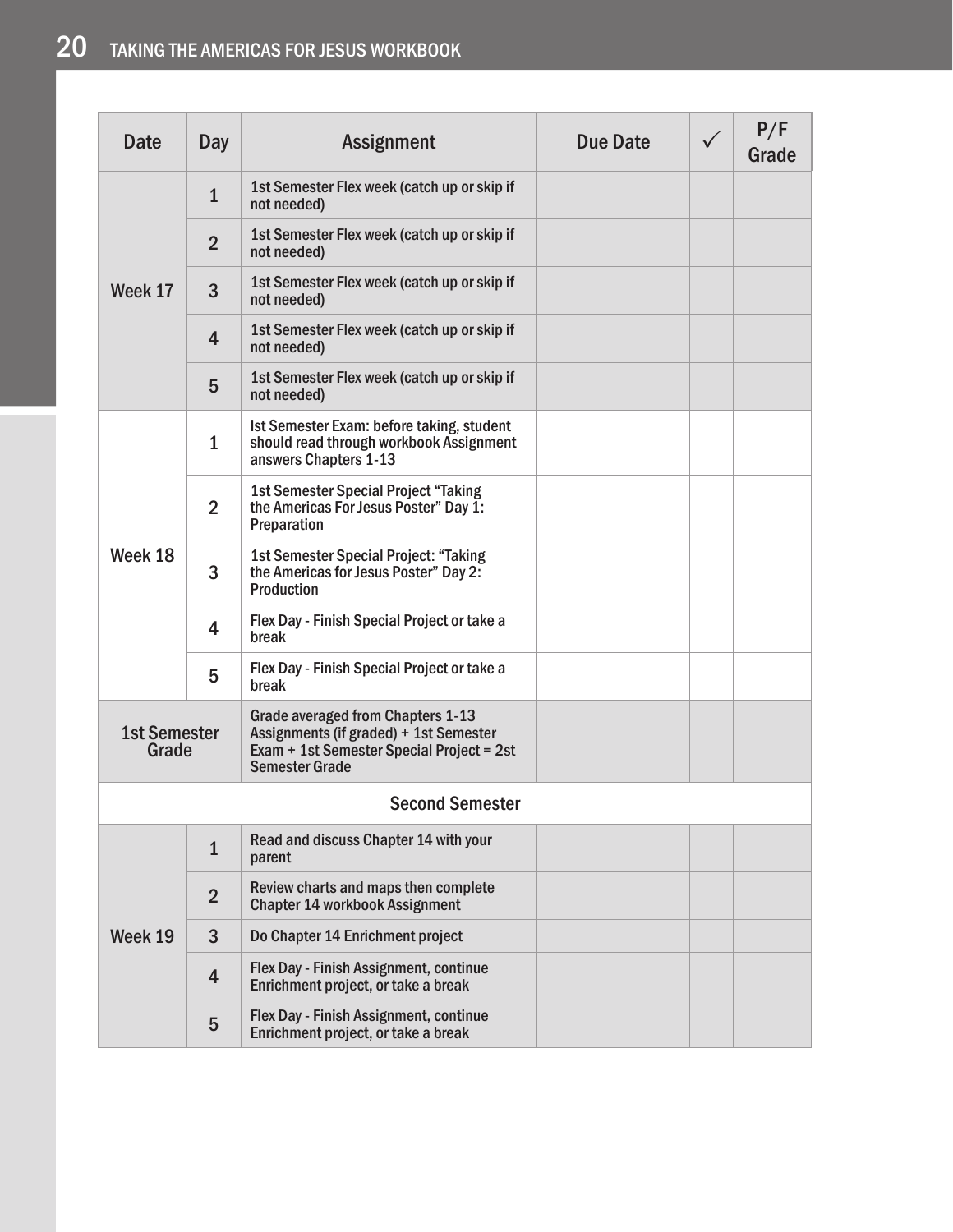| Date | Day | Assignment | Due Date | ✓ | P/F Grade |
|---|---|---|---|---|---|
| Week 17 | 1 | 1st Semester Flex week (catch up or skip if not needed) | | | |
| | 2 | 1st Semester Flex week (catch up or skip if not needed) | | | |
| | 3 | 1st Semester Flex week (catch up or skip if not needed) | | | |
| | 4 | 1st Semester Flex week (catch up or skip if not needed) | | | |
| | 5 | 1st Semester Flex week (catch up or skip if not needed) | | | |
| Week 18 | 1 | Ist Semester Exam: before taking, student should read through workbook Assignment answers Chapters 1-13 | | | |
| | 2 | 1st Semester Special Project "Taking the Americas For Jesus Poster" Day 1: Preparation | | | |
| | 3 | 1st Semester Special Project: "Taking the Americas for Jesus Poster" Day 2: Production | | | |
| | 4 | Flex Day - Finish Special Project or take a break | | | |
| | 5 | Flex Day - Finish Special Project or take a break | | | |
| 1st Semester Grade | | Grade averaged from Chapters 1-13 Assignments (if graded) + 1st Semester Exam + 1st Semester Special Project = 2st Semester Grade | | | |
| Second Semester | | | | | |
| Week 19 | 1 | Read and discuss Chapter 14 with your parent | | | |
| | 2 | Review charts and maps then complete Chapter 14 workbook Assignment | | | |
| | 3 | Do Chapter 14 Enrichment project | | | |
| | 4 | Flex Day - Finish Assignment, continue Enrichment project, or take a break | | | |
| | 5 | Flex Day - Finish Assignment, continue Enrichment project, or take a break | | | |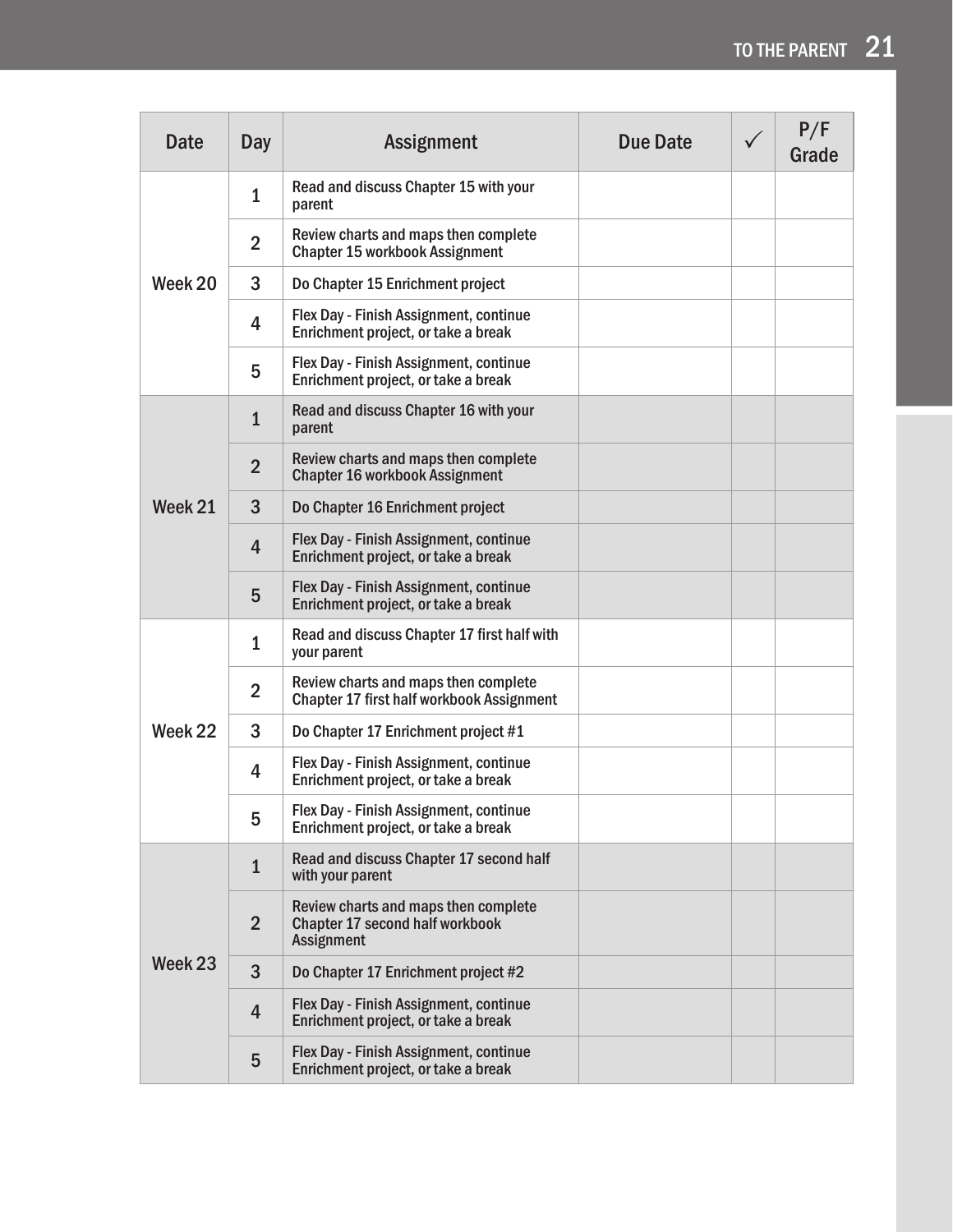| Date | Day | Assignment | Due Date | ✓ | P/F Grade |
|---|---|---|---|---|---|
| Week 20 | 1 | Read and discuss Chapter 15 with your parent | | | |
| | 2 | Review charts and maps then complete Chapter 15 workbook Assignment | | | |
| | 3 | Do Chapter 15 Enrichment project | | | |
| | 4 | Flex Day - Finish Assignment, continue Enrichment project, or take a break | | | |
| | 5 | Flex Day - Finish Assignment, continue Enrichment project, or take a break | | | |
| Week 21 | 1 | Read and discuss Chapter 16 with your parent | | | |
| | 2 | Review charts and maps then complete Chapter 16 workbook Assignment | | | |
| | 3 | Do Chapter 16 Enrichment project | | | |
| | 4 | Flex Day - Finish Assignment, continue Enrichment project, or take a break | | | |
| | 5 | Flex Day - Finish Assignment, continue Enrichment project, or take a break | | | |
| Week 22 | 1 | Read and discuss Chapter 17 first half with your parent | | | |
| | 2 | Review charts and maps then complete Chapter 17 first half workbook Assignment | | | |
| | 3 | Do Chapter 17 Enrichment project #1 | | | |
| | 4 | Flex Day - Finish Assignment, continue Enrichment project, or take a break | | | |
| | 5 | Flex Day - Finish Assignment, continue Enrichment project, or take a break | | | |
| Week 23 | 1 | Read and discuss Chapter 17 second half with your parent | | | |
| | 2 | Review charts and maps then complete Chapter 17 second half workbook Assignment | | | |
| | 3 | Do Chapter 17 Enrichment project #2 | | | |
| | 4 | Flex Day - Finish Assignment, continue Enrichment project, or take a break | | | |
| | 5 | Flex Day - Finish Assignment, continue Enrichment project, or take a break | | | |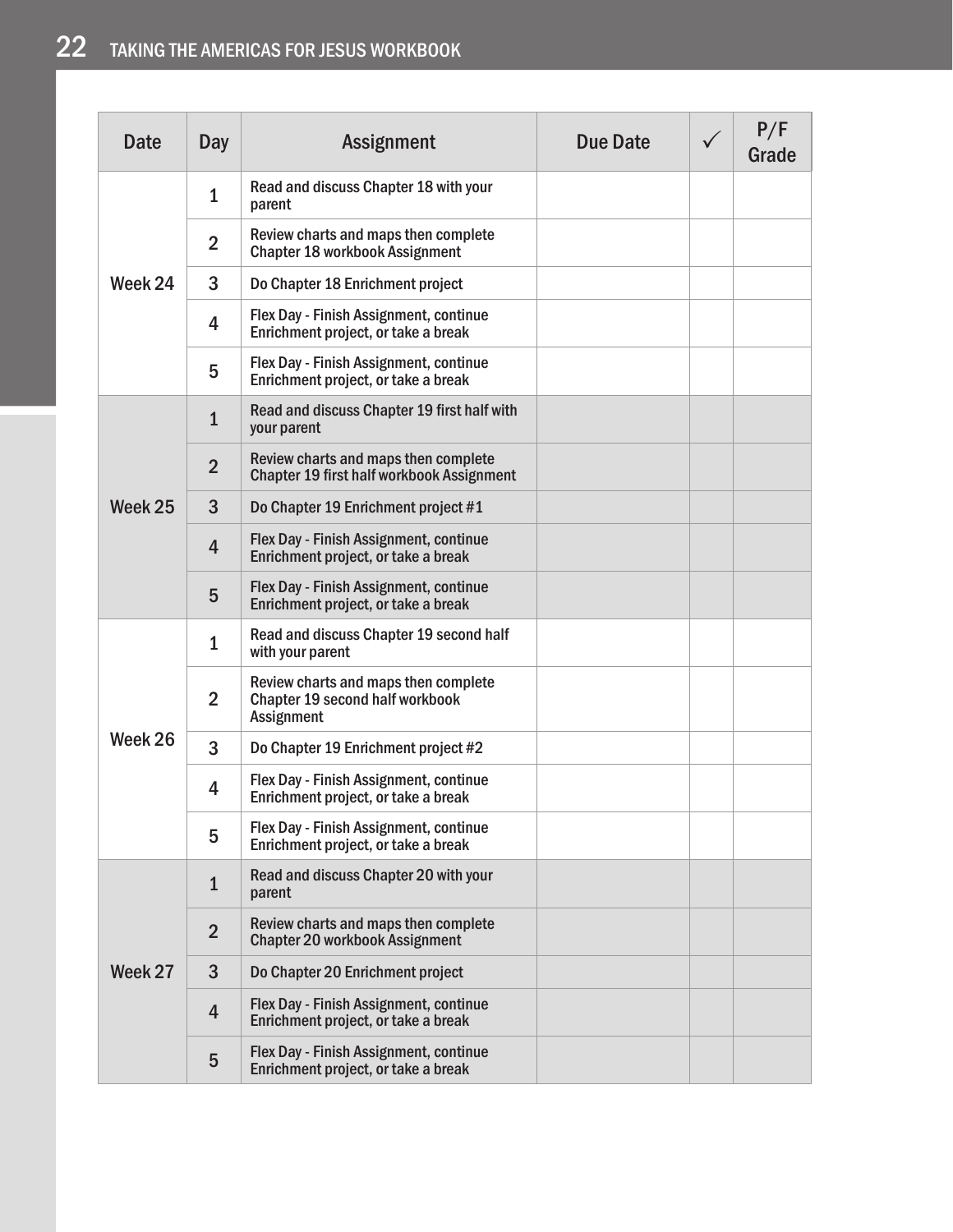| Date | Day | Assignment | Due Date | ✓ | P/F Grade |
|---|---|---|---|---|---|
| Week 24 | 1 | Read and discuss Chapter 18 with your parent | | | |
| | 2 | Review charts and maps then complete Chapter 18 workbook Assignment | | | |
| | 3 | Do Chapter 18 Enrichment project | | | |
| | 4 | Flex Day - Finish Assignment, continue Enrichment project, or take a break | | | |
| | 5 | Flex Day - Finish Assignment, continue Enrichment project, or take a break | | | |
| Week 25 | 1 | Read and discuss Chapter 19 first half with your parent | | | |
| | 2 | Review charts and maps then complete Chapter 19 first half workbook Assignment | | | |
| | 3 | Do Chapter 19 Enrichment project #1 | | | |
| | 4 | Flex Day - Finish Assignment, continue Enrichment project, or take a break | | | |
| | 5 | Flex Day - Finish Assignment, continue Enrichment project, or take a break | | | |
| Week 26 | 1 | Read and discuss Chapter 19 second half with your parent | | | |
| | 2 | Review charts and maps then complete Chapter 19 second half workbook Assignment | | | |
| | 3 | Do Chapter 19 Enrichment project #2 | | | |
| | 4 | Flex Day - Finish Assignment, continue Enrichment project, or take a break | | | |
| | 5 | Flex Day - Finish Assignment, continue Enrichment project, or take a break | | | |
| Week 27 | 1 | Read and discuss Chapter 20 with your parent | | | |
| | 2 | Review charts and maps then complete Chapter 20 workbook Assignment | | | |
| | 3 | Do Chapter 20 Enrichment project | | | |
| | 4 | Flex Day - Finish Assignment, continue Enrichment project, or take a break | | | |
| | 5 | Flex Day - Finish Assignment, continue Enrichment project, or take a break | | | |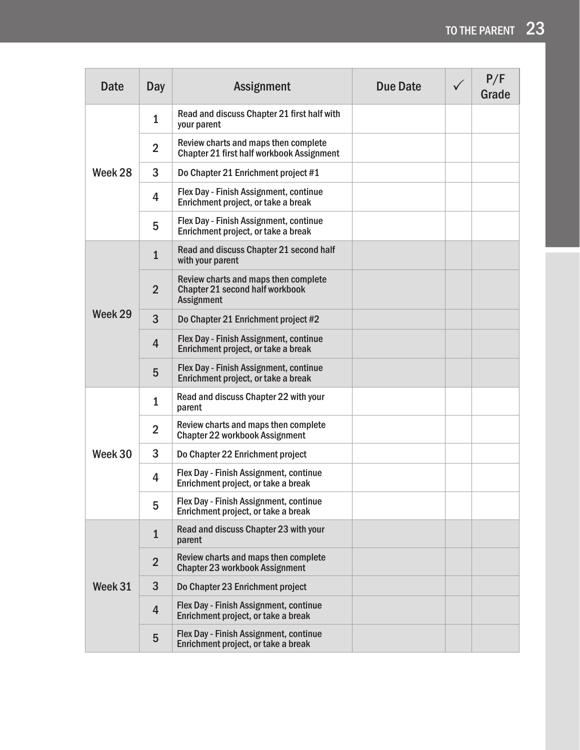| Date | Day | Assignment | Due Date | ✓ | P/F Grade |
|---|---|---|---|---|---|
| Week 28 | 1 | Read and discuss Chapter 21 first half with your parent | | | |
| | 2 | Review charts and maps then complete Chapter 21 first half workbook Assignment | | | |
| | 3 | Do Chapter 21 Enrichment project #1 | | | |
| | 4 | Flex Day - Finish Assignment, continue Enrichment project, or take a break | | | |
| | 5 | Flex Day - Finish Assignment, continue Enrichment project, or take a break | | | |
| Week 29 | 1 | Read and discuss Chapter 21 second half with your parent | | | |
| | 2 | Review charts and maps then complete Chapter 21 second half workbook Assignment | | | |
| | 3 | Do Chapter 21 Enrichment project #2 | | | |
| | 4 | Flex Day - Finish Assignment, continue Enrichment project, or take a break | | | |
| | 5 | Flex Day - Finish Assignment, continue Enrichment project, or take a break | | | |
| Week 30 | 1 | Read and discuss Chapter 22 with your parent | | | |
| | 2 | Review charts and maps then complete Chapter 22 workbook Assignment | | | |
| | 3 | Do Chapter 22 Enrichment project | | | |
| | 4 | Flex Day - Finish Assignment, continue Enrichment project, or take a break | | | |
| | 5 | Flex Day - Finish Assignment, continue Enrichment project, or take a break | | | |
| Week 31 | 1 | Read and discuss Chapter 23 with your parent | | | |
| | 2 | Review charts and maps then complete Chapter 23 workbook Assignment | | | |
| | 3 | Do Chapter 23 Enrichment project | | | |
| | 4 | Flex Day - Finish Assignment, continue Enrichment project, or take a break | | | |
| | 5 | Flex Day - Finish Assignment, continue Enrichment project, or take a break | | | |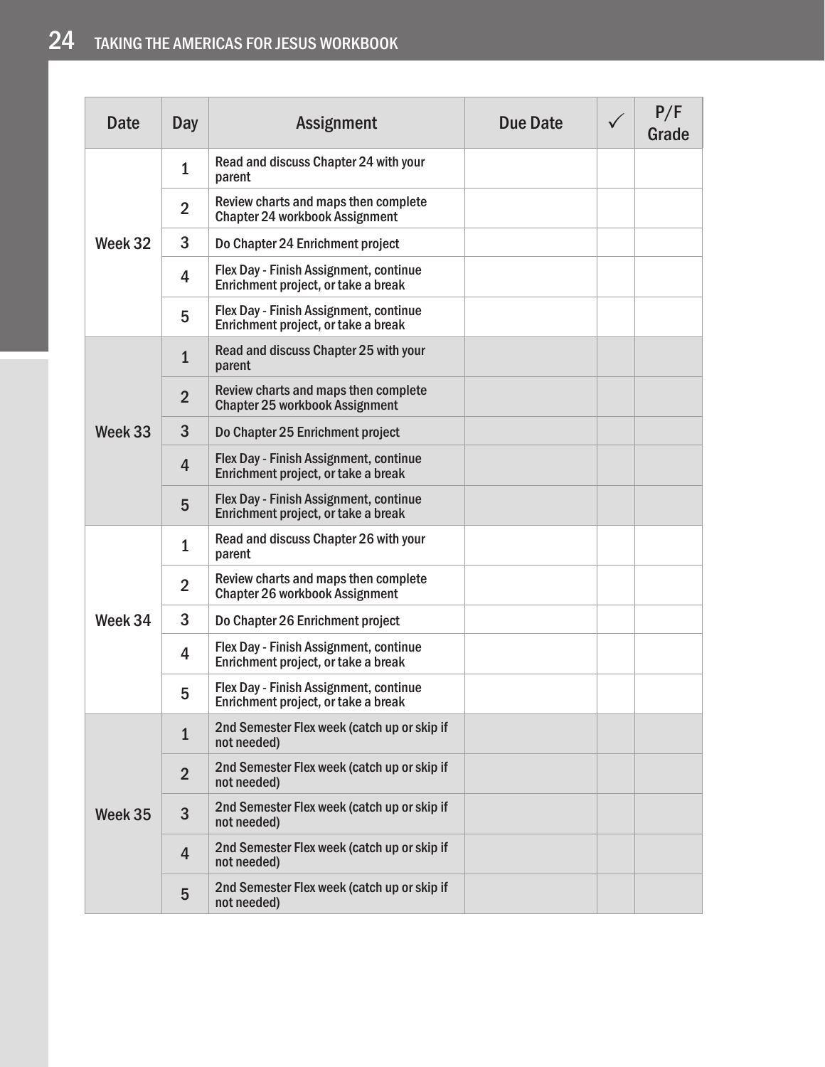| Date | Day | Assignment | Due Date | ✓ | P/F Grade |
|---|---|---|---|---|---|
| Week 32 | 1 | Read and discuss Chapter 24 with your parent | | | |
| | 2 | Review charts and maps then complete Chapter 24 workbook Assignment | | | |
| | 3 | Do Chapter 24 Enrichment project | | | |
| | 4 | Flex Day - Finish Assignment, continue Enrichment project, or take a break | | | |
| | 5 | Flex Day - Finish Assignment, continue Enrichment project, or take a break | | | |
| Week 33 | 1 | Read and discuss Chapter 25 with your parent | | | |
| | 2 | Review charts and maps then complete Chapter 25 workbook Assignment | | | |
| | 3 | Do Chapter 25 Enrichment project | | | |
| | 4 | Flex Day - Finish Assignment, continue Enrichment project, or take a break | | | |
| | 5 | Flex Day - Finish Assignment, continue Enrichment project, or take a break | | | |
| Week 34 | 1 | Read and discuss Chapter 26 with your parent | | | |
| | 2 | Review charts and maps then complete Chapter 26 workbook Assignment | | | |
| | 3 | Do Chapter 26 Enrichment project | | | |
| | 4 | Flex Day - Finish Assignment, continue Enrichment project, or take a break | | | |
| | 5 | Flex Day - Finish Assignment, continue Enrichment project, or take a break | | | |
| Week 35 | 1 | 2nd Semester Flex week (catch up or skip if not needed) | | | |
| | 2 | 2nd Semester Flex week (catch up or skip if not needed) | | | |
| | 3 | 2nd Semester Flex week (catch up or skip if not needed) | | | |
| | 4 | 2nd Semester Flex week (catch up or skip if not needed) | | | |
| | 5 | 2nd Semester Flex week (catch up or skip if not needed) | | | |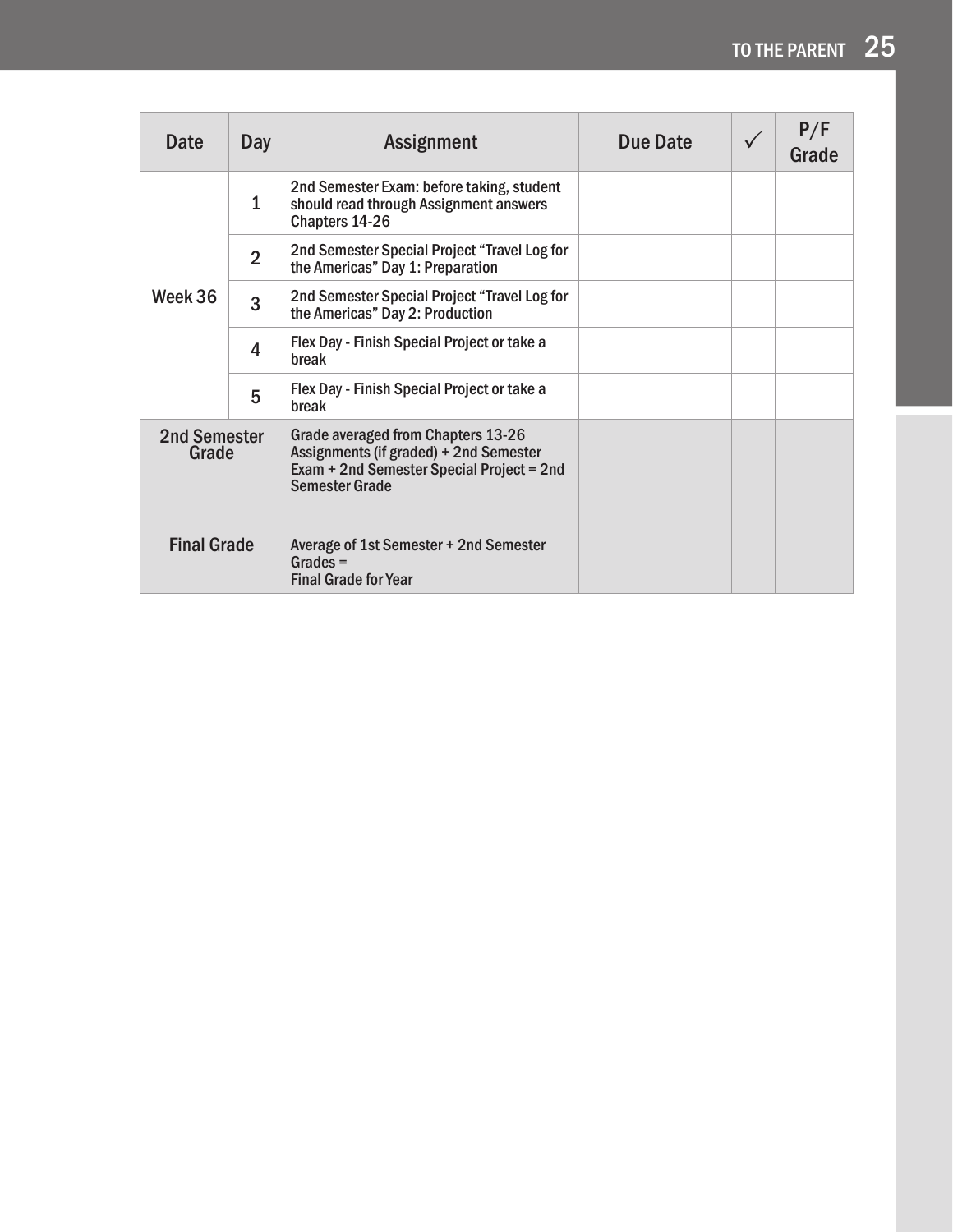| Date | Day | Assignment | Due Date | ✓ | P/F Grade |
|---|---|---|---|---|---|
| Week 36 | 1 | 2nd Semester Exam: before taking, student should read through Assignment answers Chapters 14-26 | | | |
| | 2 | 2nd Semester Special Project "Travel Log for the Americas" Day 1: Preparation | | | |
| | 3 | 2nd Semester Special Project "Travel Log for the Americas" Day 2: Production | | | |
| | 4 | Flex Day - Finish Special Project or take a break | | | |
| | 5 | Flex Day - Finish Special Project or take a break | | | |
| 2nd Semester Grade | | Grade averaged from Chapters 13-26 Assignments (if graded) + 2nd Semester Exam + 2nd Semester Special Project = 2nd Semester Grade | | | |
| Final Grade | | Average of 1st Semester + 2nd Semester Grades = Final Grade for Year | | | |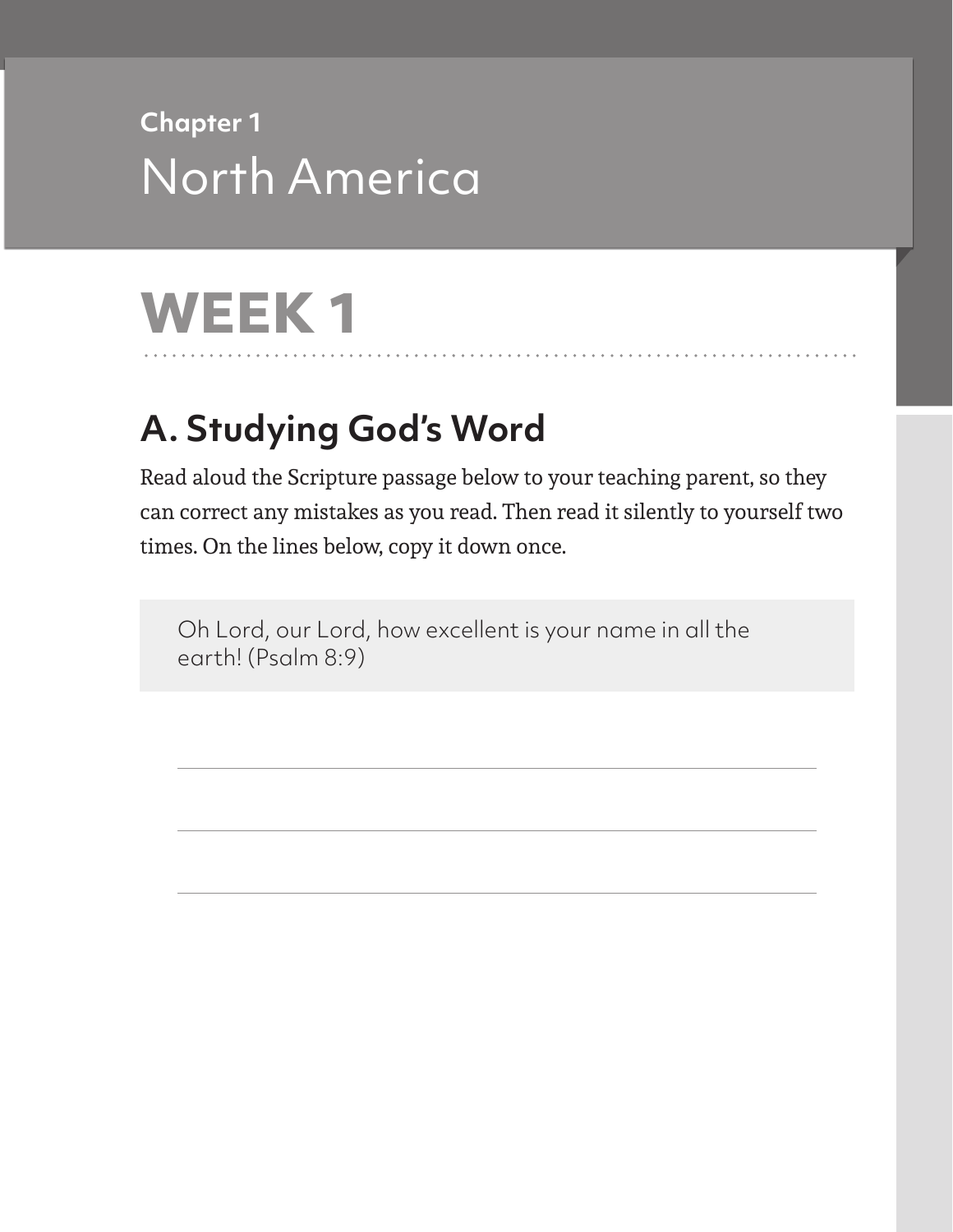Chapter 1

# North America

# WEEK 1

## A. Studying God's Word

Read aloud the Scripture passage below to your teaching parent, so they can correct any mistakes as you read. Then read it silently to yourself two times. On the lines below, copy it down once.

> Oh Lord, our Lord, how excellent is your name in all the earth! (Psalm 8:9)

\_\_\_\_\_\_\_\_\_\_\_\_\_\_\_\_\_\_\_\_\_\_\_\_\_\_\_\_\_\_\_\_\_\_\_\_\_\_\_\_\_\_\_\_\_\_\_\_\_\_\_\_\_\_\_\_

\_\_\_\_\_\_\_\_\_\_\_\_\_\_\_\_\_\_\_\_\_\_\_\_\_\_\_\_\_\_\_\_\_\_\_\_\_\_\_\_\_\_\_\_\_\_\_\_\_\_\_\_\_\_\_\_

\_\_\_\_\_\_\_\_\_\_\_\_\_\_\_\_\_\_\_\_\_\_\_\_\_\_\_\_\_\_\_\_\_\_\_\_\_\_\_\_\_\_\_\_\_\_\_\_\_\_\_\_\_\_\_\_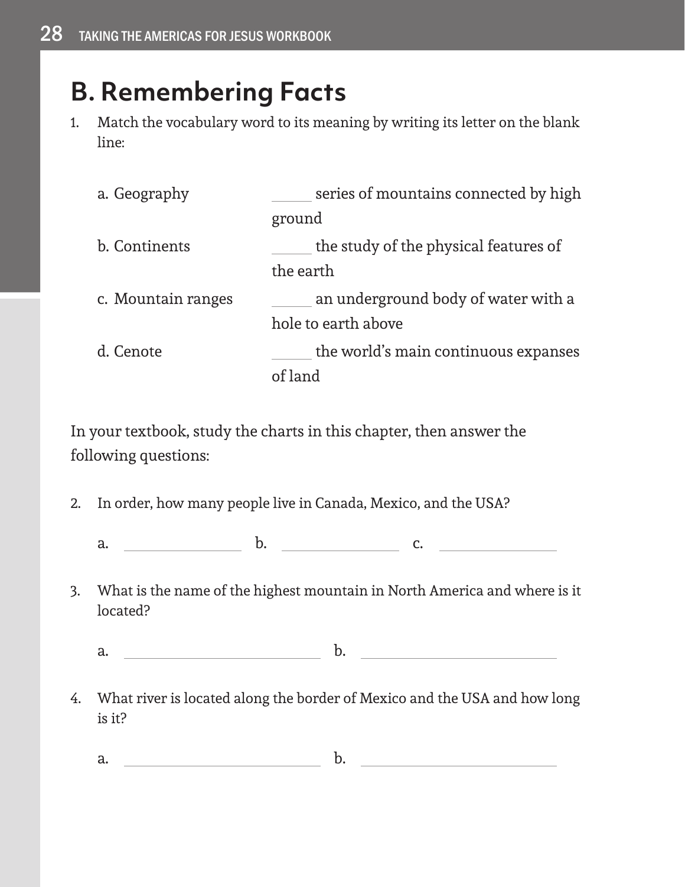## B. Remembering Facts

1. Match the vocabulary word to its meaning by writing its letter on the blank line:

| | |
|---|---|
| a. Geography | _____ series of mountains connected by high ground |
| b. Continents | _____ the study of the physical features of the earth |
| c. Mountain ranges | _____ an underground body of water with a hole to earth above |
| d. Cenote | _____ the world's main continuous expanses of land |

In your textbook, study the charts in this chapter, then answer the following questions:

2. In order, how many people live in Canada, Mexico, and the USA?

   a. ______________ b. ______________ c. ______________

3. What is the name of the highest mountain in North America and where is it located?

   a. ______________________ b. ______________________

4. What river is located along the border of Mexico and the USA and how long is it?

   a. ______________________ b. ______________________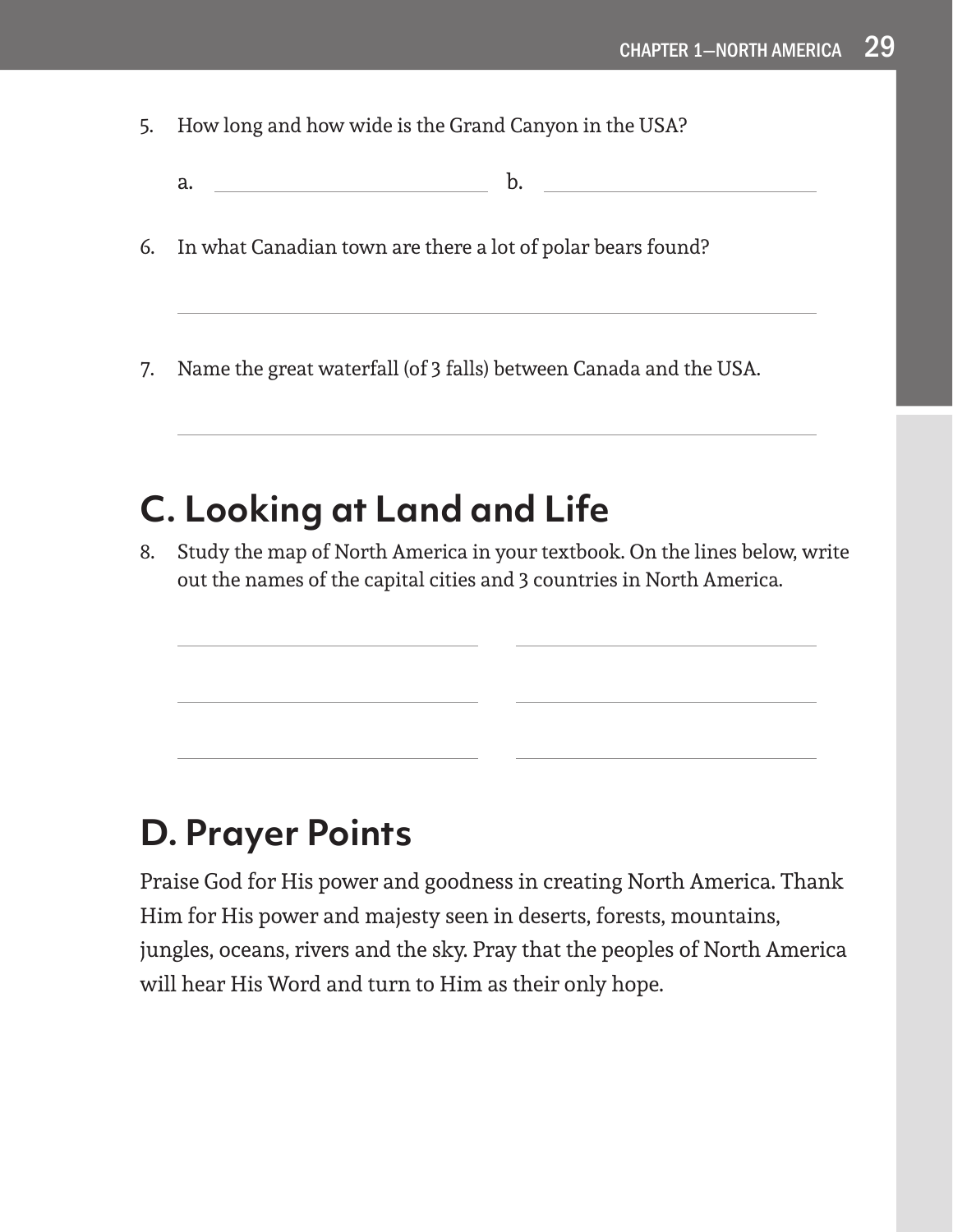5. How long and how wide is the Grand Canyon in the USA?

   a. ______________________ b. ______________________

6. In what Canadian town are there a lot of polar bears found?

   ________________________________________________

7. Name the great waterfall (of 3 falls) between Canada and the USA.

   ________________________________________________

## C. Looking at Land and Life

8. Study the map of North America in your textbook. On the lines below, write out the names of the capital cities and 3 countries in North America.

   ______________________ ______________________

   ______________________ ______________________

   ______________________ ______________________

## D. Prayer Points

Praise God for His power and goodness in creating North America. Thank Him for His power and majesty seen in deserts, forests, mountains, jungles, oceans, rivers and the sky. Pray that the peoples of North America will hear His Word and turn to Him as their only hope.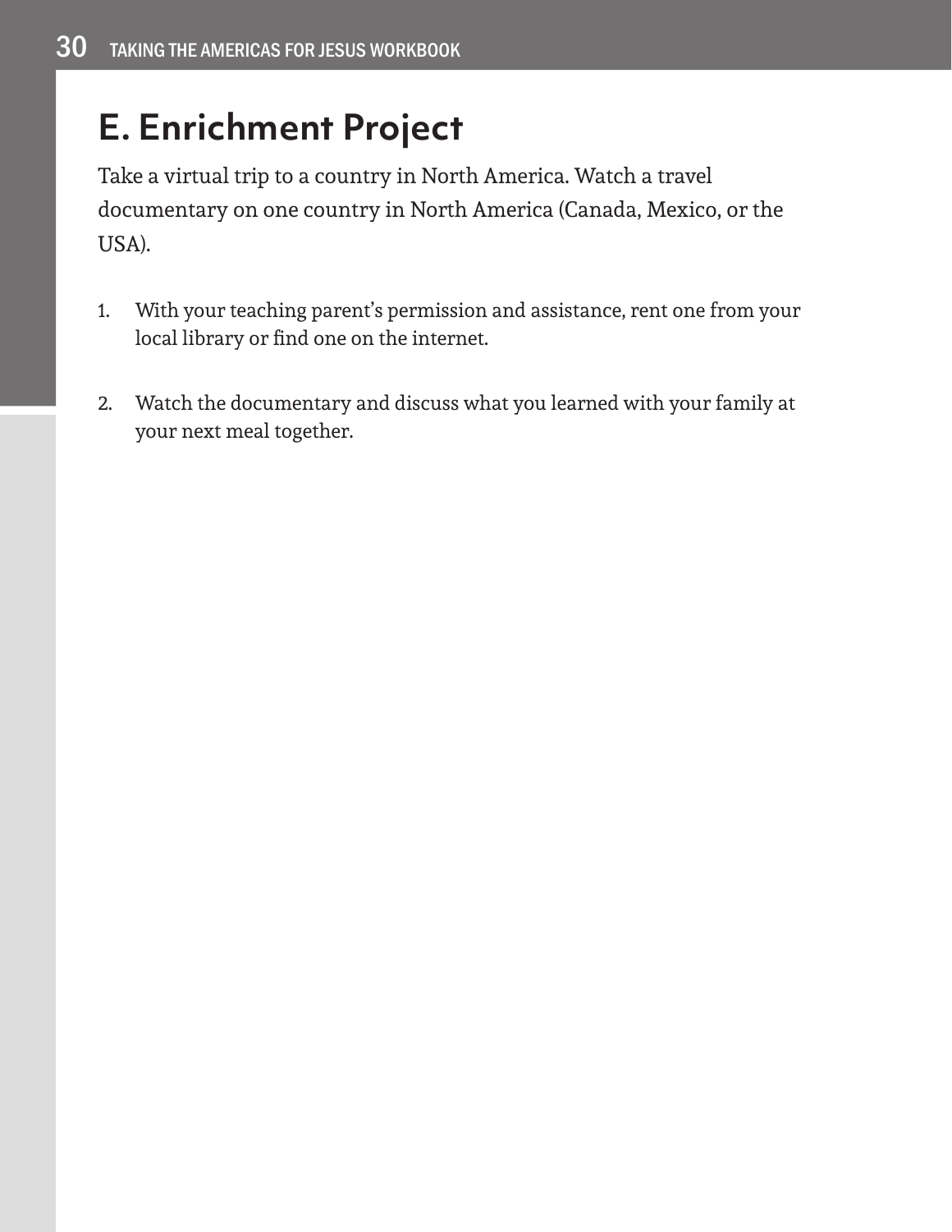## E. Enrichment Project

Take a virtual trip to a country in North America. Watch a travel documentary on one country in North America (Canada, Mexico, or the USA).

1. With your teaching parent's permission and assistance, rent one from your local library or find one on the internet.

2. Watch the documentary and discuss what you learned with your family at your next meal together.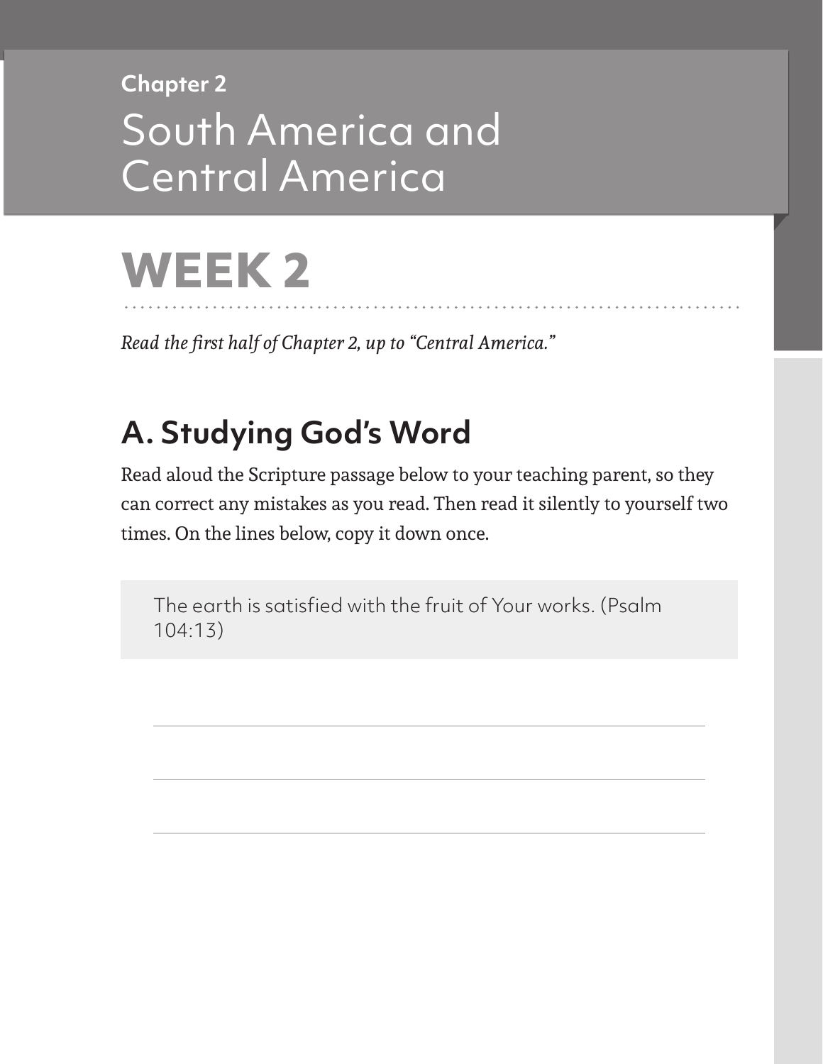**Chapter 2**

# South America and Central America

# WEEK 2

*Read the first half of Chapter 2, up to "Central America."*

## A. Studying God's Word

Read aloud the Scripture passage below to your teaching parent, so they can correct any mistakes as you read. Then read it silently to yourself two times. On the lines below, copy it down once.

> The earth is satisfied with the fruit of Your works. (Psalm 104:13)

______________________________________________

______________________________________________

______________________________________________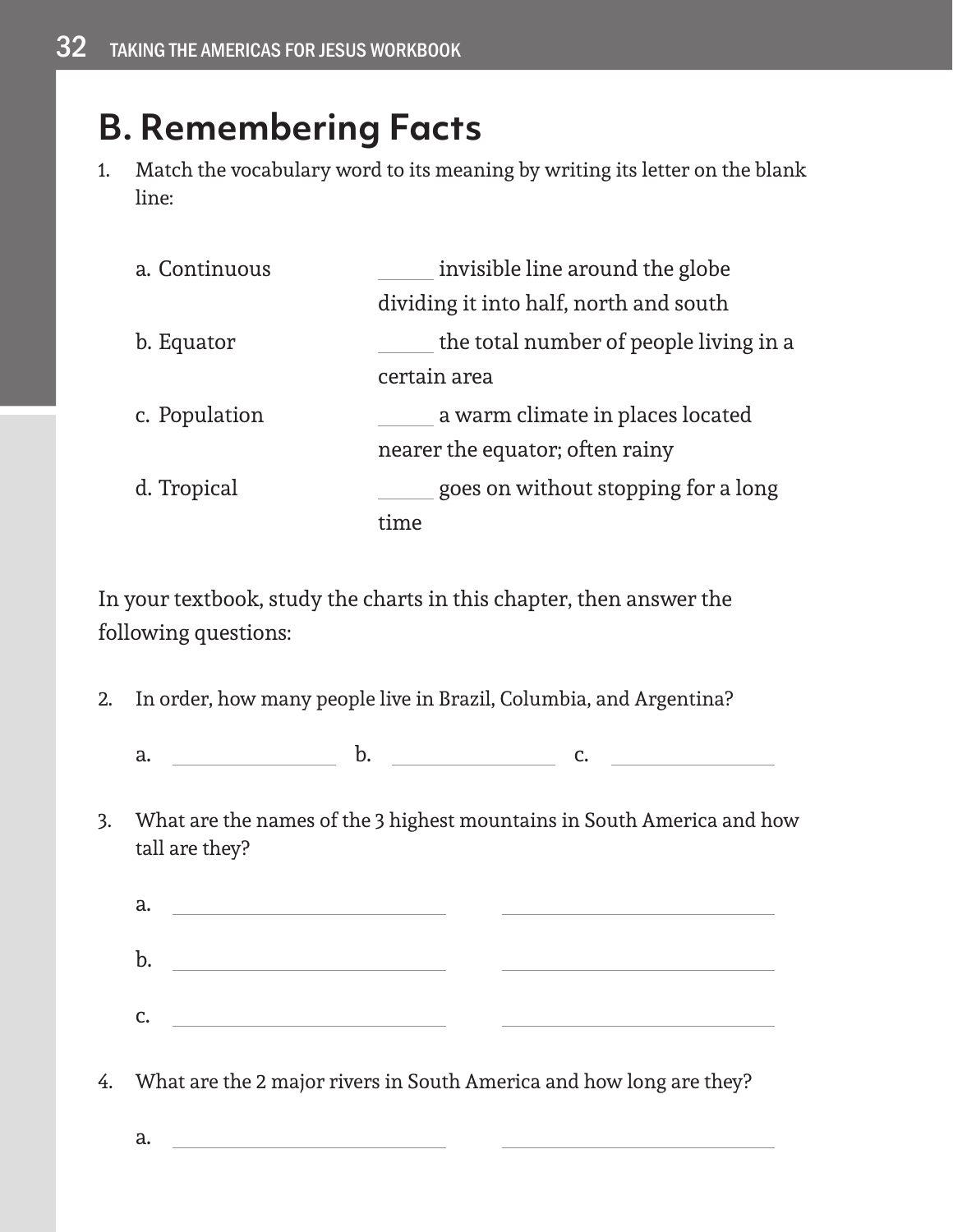## B. Remembering Facts

1. Match the vocabulary word to its meaning by writing its letter on the blank line:

| | |
|---|---|
| a. Continuous | _____ invisible line around the globe dividing it into half, north and south |
| b. Equator | _____ the total number of people living in a certain area |
| c. Population | _____ a warm climate in places located nearer the equator; often rainy |
| d. Tropical | _____ goes on without stopping for a long time |

In your textbook, study the charts in this chapter, then answer the following questions:

2. In order, how many people live in Brazil, Columbia, and Argentina?

   a. ______________ b. ______________ c. ______________

3. What are the names of the 3 highest mountains in South America and how tall are they?

   a. ______________________ ______________________

   b. ______________________ ______________________

   c. ______________________ ______________________

4. What are the 2 major rivers in South America and how long are they?

   a. ______________________ ______________________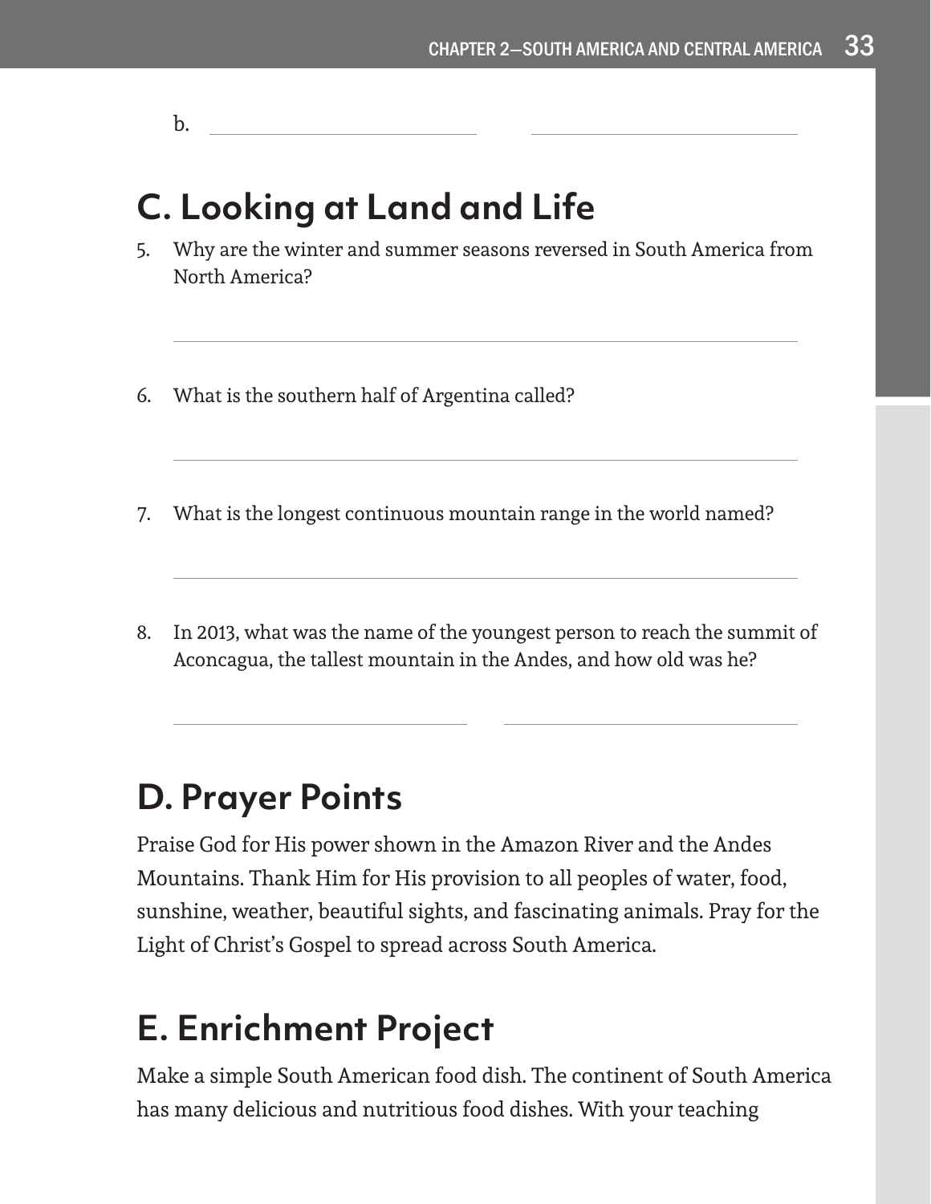b. \_\_\_\_\_\_\_\_\_\_\_\_\_\_\_\_\_\_\_\_ \_\_\_\_\_\_\_\_\_\_\_\_\_\_\_\_\_\_\_\_

## C. Looking at Land and Life

5. Why are the winter and summer seasons reversed in South America from North America?

   \_\_\_\_\_\_\_\_\_\_\_\_\_\_\_\_\_\_\_\_\_\_\_\_\_\_\_\_\_\_\_\_\_\_\_\_\_\_\_\_

6. What is the southern half of Argentina called?

   \_\_\_\_\_\_\_\_\_\_\_\_\_\_\_\_\_\_\_\_\_\_\_\_\_\_\_\_\_\_\_\_\_\_\_\_\_\_\_\_

7. What is the longest continuous mountain range in the world named?

   \_\_\_\_\_\_\_\_\_\_\_\_\_\_\_\_\_\_\_\_\_\_\_\_\_\_\_\_\_\_\_\_\_\_\_\_\_\_\_\_

8. In 2013, what was the name of the youngest person to reach the summit of Aconcagua, the tallest mountain in the Andes, and how old was he?

   \_\_\_\_\_\_\_\_\_\_\_\_\_\_\_\_\_\_\_\_ \_\_\_\_\_\_\_\_\_\_\_\_\_\_\_\_\_\_\_\_

## D. Prayer Points

Praise God for His power shown in the Amazon River and the Andes Mountains. Thank Him for His provision to all peoples of water, food, sunshine, weather, beautiful sights, and fascinating animals. Pray for the Light of Christ's Gospel to spread across South America.

## E. Enrichment Project

Make a simple South American food dish. The continent of South America has many delicious and nutritious food dishes. With your teaching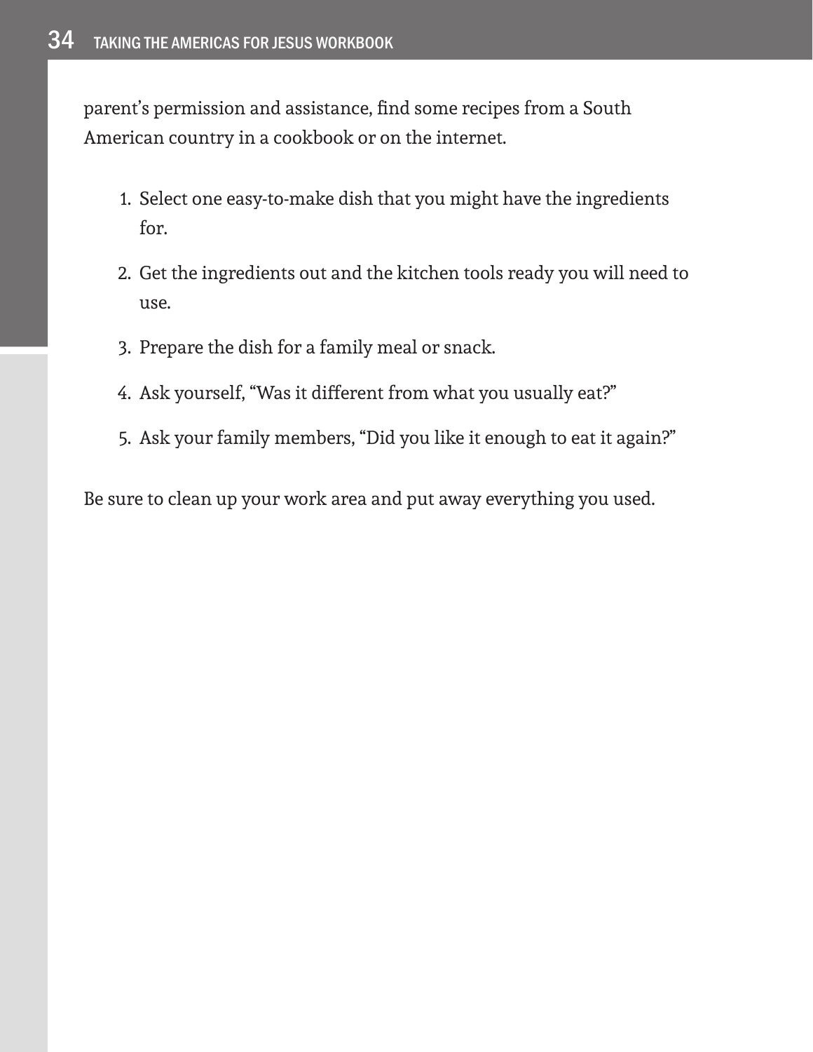parent's permission and assistance, find some recipes from a South American country in a cookbook or on the internet.

1. Select one easy-to-make dish that you might have the ingredients for.
2. Get the ingredients out and the kitchen tools ready you will need to use.
3. Prepare the dish for a family meal or snack.
4. Ask yourself, "Was it different from what you usually eat?"
5. Ask your family members, "Did you like it enough to eat it again?"

Be sure to clean up your work area and put away everything you used.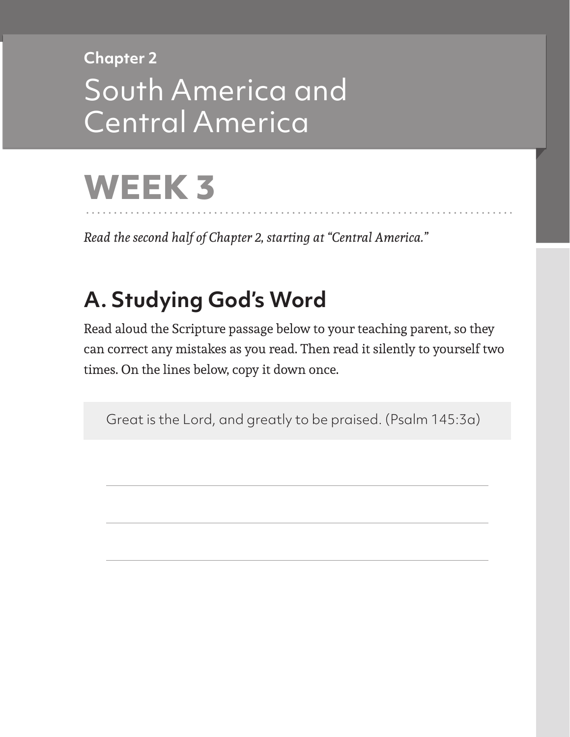Chapter 2

# South America and Central America

# WEEK 3

*Read the second half of Chapter 2, starting at "Central America."*

## A. Studying God's Word

Read aloud the Scripture passage below to your teaching parent, so they can correct any mistakes as you read. Then read it silently to yourself two times. On the lines below, copy it down once.

> Great is the Lord, and greatly to be praised. (Psalm 145:3a)

\_\_\_\_\_\_\_\_\_\_\_\_\_\_\_\_\_\_\_\_\_\_\_\_\_\_\_\_\_\_\_\_\_\_\_\_\_\_\_\_\_\_\_\_\_\_\_\_

\_\_\_\_\_\_\_\_\_\_\_\_\_\_\_\_\_\_\_\_\_\_\_\_\_\_\_\_\_\_\_\_\_\_\_\_\_\_\_\_\_\_\_\_\_\_\_\_

\_\_\_\_\_\_\_\_\_\_\_\_\_\_\_\_\_\_\_\_\_\_\_\_\_\_\_\_\_\_\_\_\_\_\_\_\_\_\_\_\_\_\_\_\_\_\_\_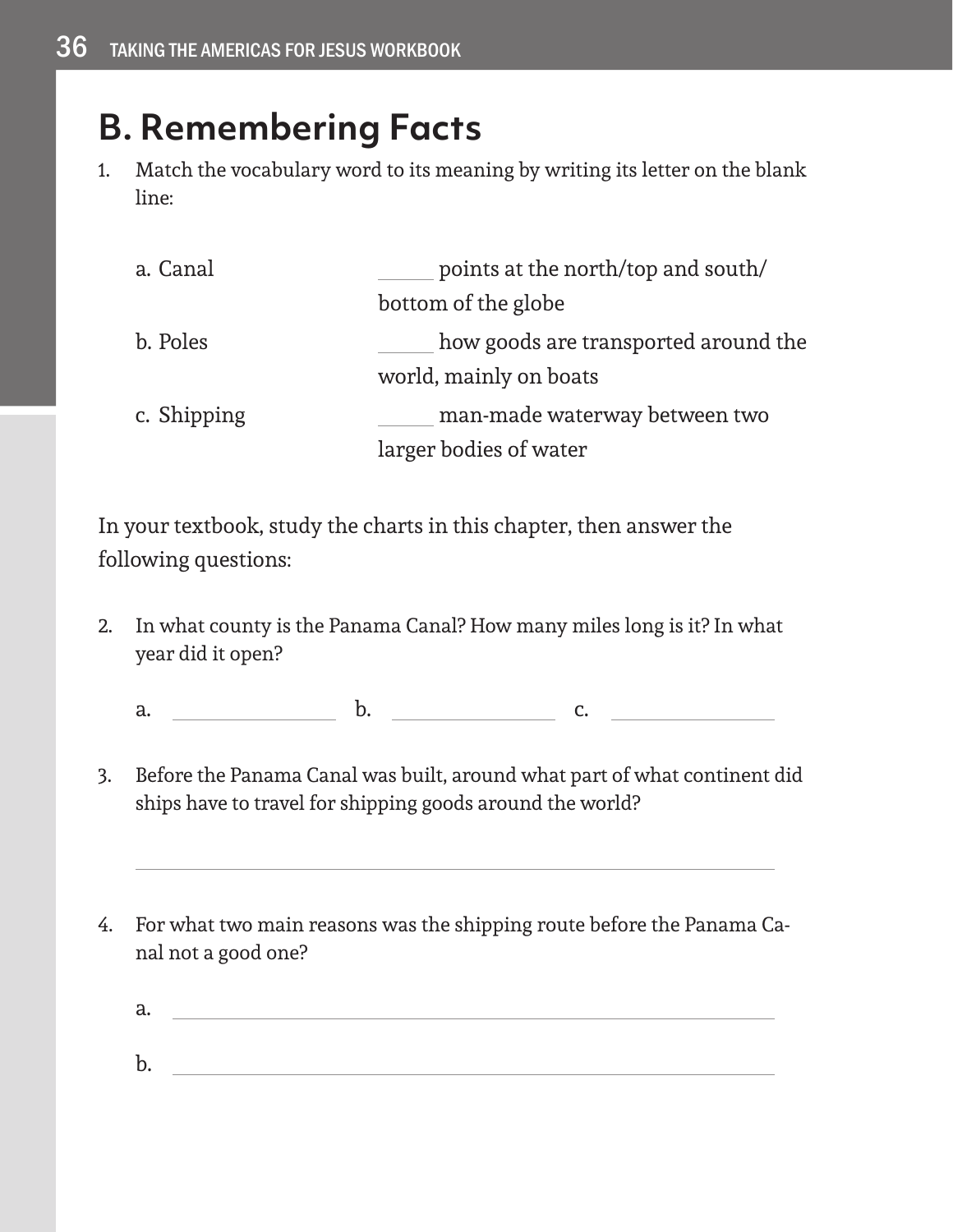## B. Remembering Facts

1. Match the vocabulary word to its meaning by writing its letter on the blank line:

| | |
|---|---|
| a. Canal | _____ points at the north/top and south/ bottom of the globe |
| b. Poles | _____ how goods are transported around the world, mainly on boats |
| c. Shipping | _____ man-made waterway between two larger bodies of water |

In your textbook, study the charts in this chapter, then answer the following questions:

2. In what county is the Panama Canal? How many miles long is it? In what year did it open?

   a. ______________ b. ______________ c. ______________

3. Before the Panama Canal was built, around what part of what continent did ships have to travel for shipping goods around the world?

   ________________________________________________

4. For what two main reasons was the shipping route before the Panama Canal not a good one?

   a. ________________________________________________

   b. ________________________________________________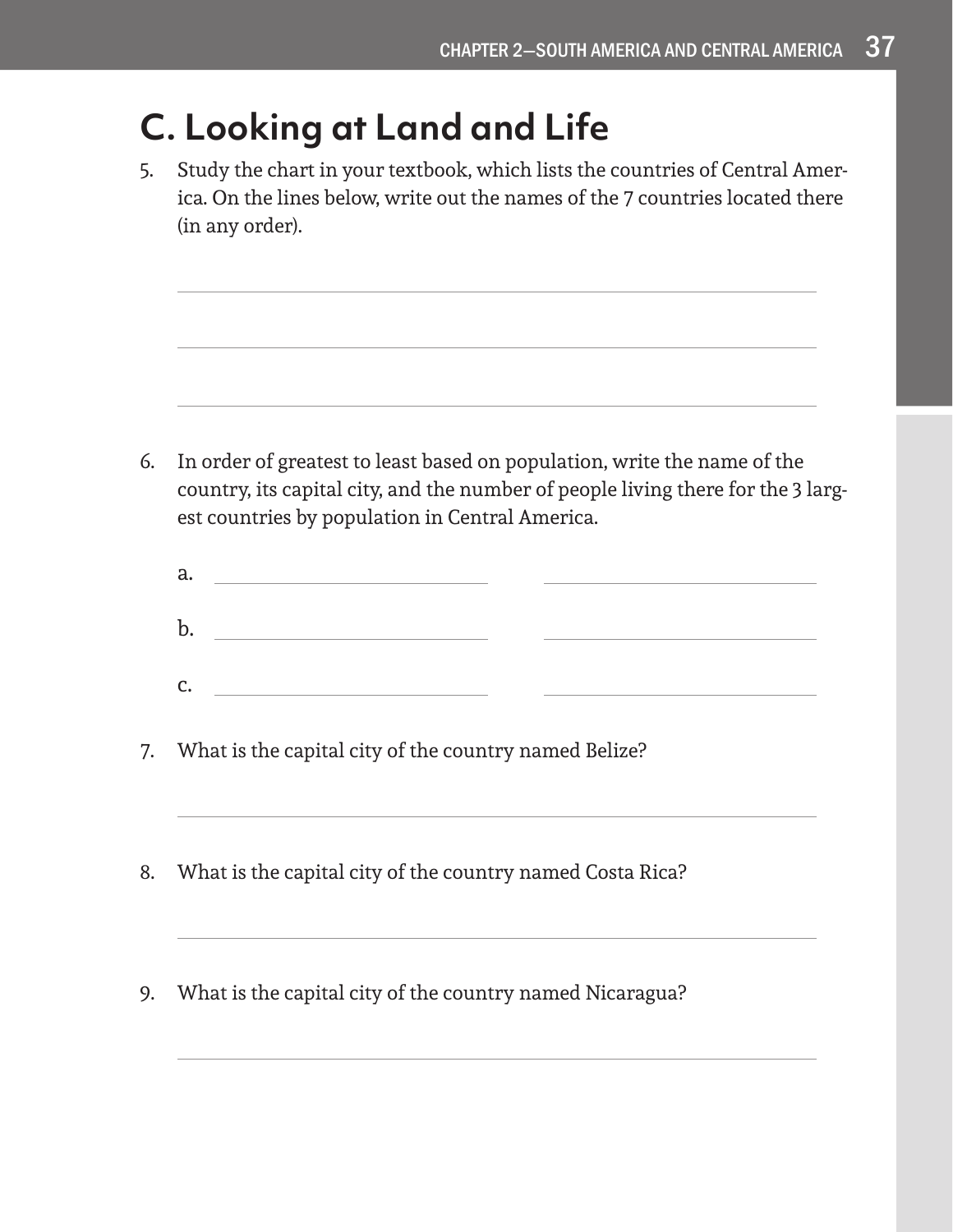## C. Looking at Land and Life

5. Study the chart in your textbook, which lists the countries of Central America. On the lines below, write out the names of the 7 countries located there (in any order).

\_\_\_\_\_\_\_\_\_\_\_\_\_\_\_\_\_\_\_\_\_\_\_\_\_\_\_\_\_\_\_\_\_\_\_\_\_\_\_\_\_\_\_\_

\_\_\_\_\_\_\_\_\_\_\_\_\_\_\_\_\_\_\_\_\_\_\_\_\_\_\_\_\_\_\_\_\_\_\_\_\_\_\_\_\_\_\_\_

\_\_\_\_\_\_\_\_\_\_\_\_\_\_\_\_\_\_\_\_\_\_\_\_\_\_\_\_\_\_\_\_\_\_\_\_\_\_\_\_\_\_\_\_

6. In order of greatest to least based on population, write the name of the country, its capital city, and the number of people living there for the 3 largest countries by population in Central America.

   a. \_\_\_\_\_\_\_\_\_\_\_\_\_\_\_\_\_\_\_\_ \_\_\_\_\_\_\_\_\_\_\_\_\_\_\_\_\_\_\_\_

   b. \_\_\_\_\_\_\_\_\_\_\_\_\_\_\_\_\_\_\_\_ \_\_\_\_\_\_\_\_\_\_\_\_\_\_\_\_\_\_\_\_

   c. \_\_\_\_\_\_\_\_\_\_\_\_\_\_\_\_\_\_\_\_ \_\_\_\_\_\_\_\_\_\_\_\_\_\_\_\_\_\_\_\_

7. What is the capital city of the country named Belize?

\_\_\_\_\_\_\_\_\_\_\_\_\_\_\_\_\_\_\_\_\_\_\_\_\_\_\_\_\_\_\_\_\_\_\_\_\_\_\_\_\_\_\_\_

8. What is the capital city of the country named Costa Rica?

\_\_\_\_\_\_\_\_\_\_\_\_\_\_\_\_\_\_\_\_\_\_\_\_\_\_\_\_\_\_\_\_\_\_\_\_\_\_\_\_\_\_\_\_

9. What is the capital city of the country named Nicaragua?

\_\_\_\_\_\_\_\_\_\_\_\_\_\_\_\_\_\_\_\_\_\_\_\_\_\_\_\_\_\_\_\_\_\_\_\_\_\_\_\_\_\_\_\_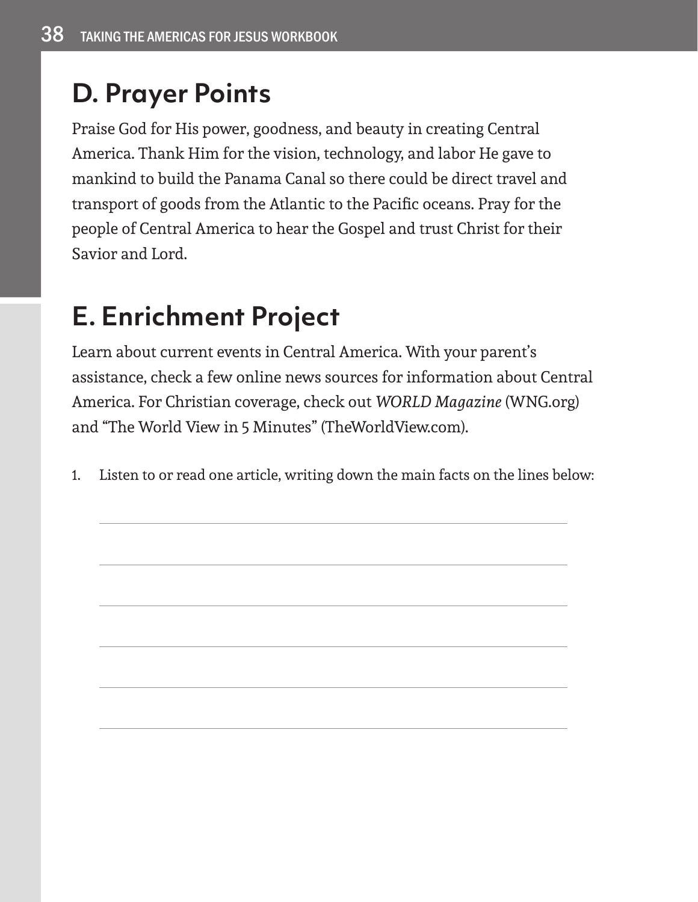## D. Prayer Points

Praise God for His power, goodness, and beauty in creating Central America. Thank Him for the vision, technology, and labor He gave to mankind to build the Panama Canal so there could be direct travel and transport of goods from the Atlantic to the Pacific oceans. Pray for the people of Central America to hear the Gospel and trust Christ for their Savior and Lord.

## E. Enrichment Project

Learn about current events in Central America. With your parent's assistance, check a few online news sources for information about Central America. For Christian coverage, check out *WORLD Magazine* (WNG.org) and "The World View in 5 Minutes" (TheWorldView.com).

1. Listen to or read one article, writing down the main facts on the lines below:

______________________________________________________________

______________________________________________________________

______________________________________________________________

______________________________________________________________

______________________________________________________________

______________________________________________________________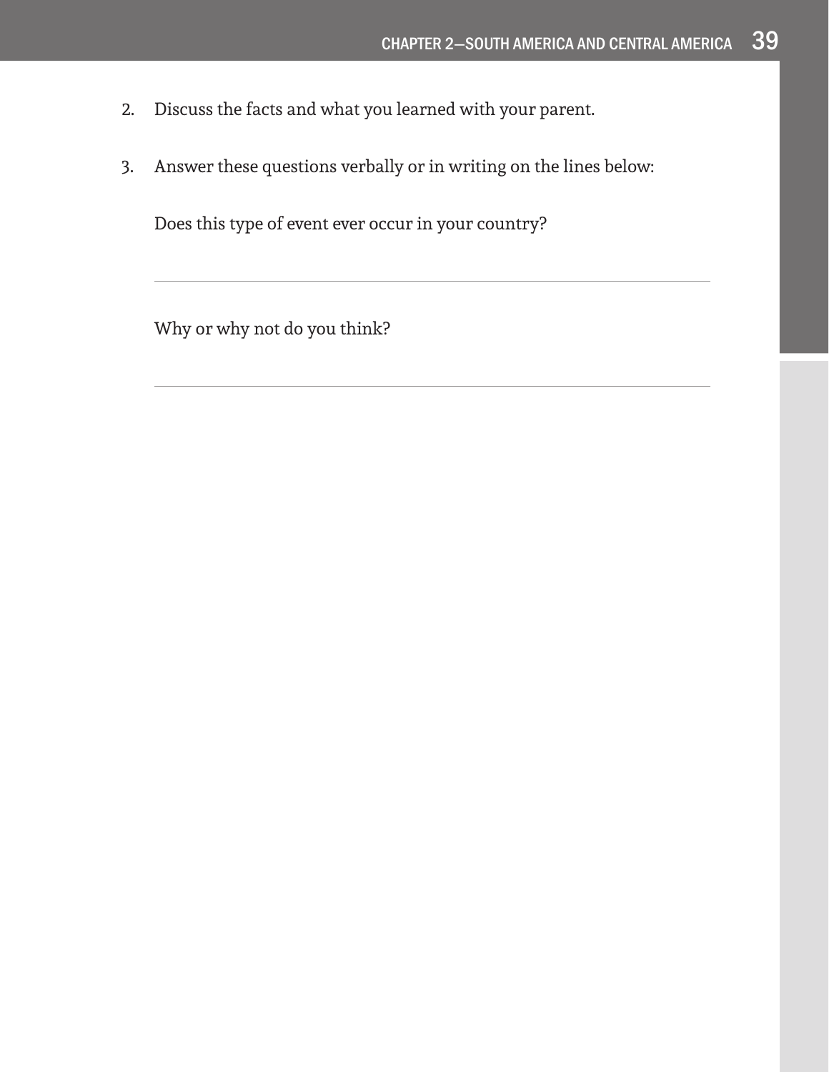2. Discuss the facts and what you learned with your parent.

3. Answer these questions verbally or in writing on the lines below:

   Does this type of event ever occur in your country?

   ______________________________________________________________

   Why or why not do you think?

   ______________________________________________________________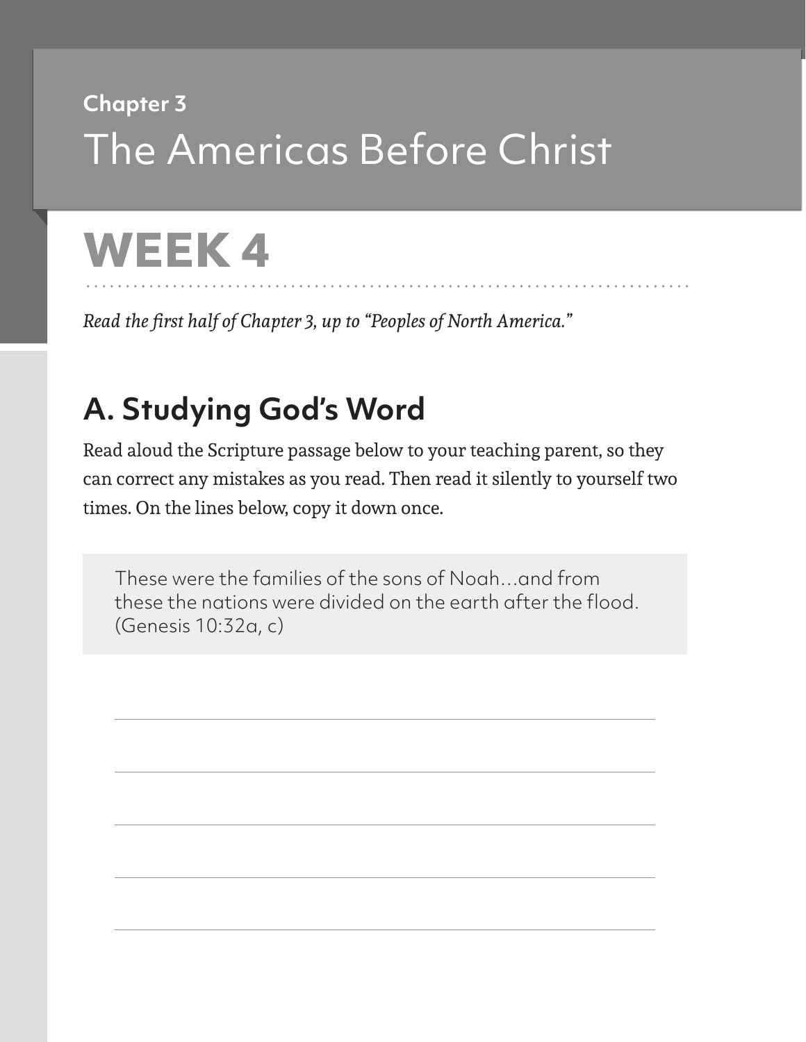**Chapter 3**

# The Americas Before Christ

# WEEK 4

*Read the first half of Chapter 3, up to "Peoples of North America."*

## A. Studying God's Word

Read aloud the Scripture passage below to your teaching parent, so they can correct any mistakes as you read. Then read it silently to yourself two times. On the lines below, copy it down once.

> These were the families of the sons of Noah…and from these the nations were divided on the earth after the flood. (Genesis 10:32a, c)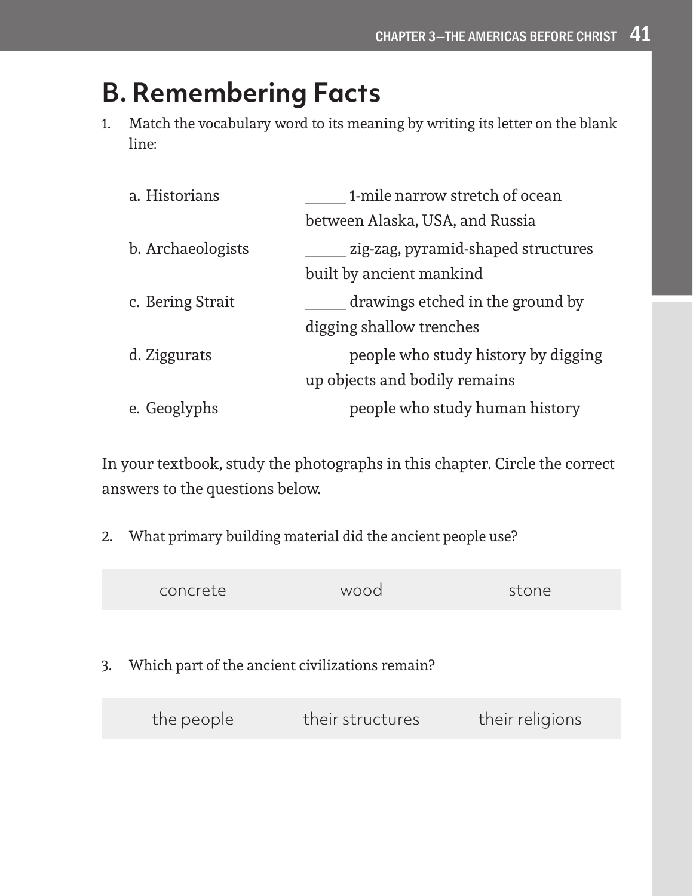## B. Remembering Facts

1. Match the vocabulary word to its meaning by writing its letter on the blank line:

| | |
|---|---|
| a. Historians | _____ 1-mile narrow stretch of ocean between Alaska, USA, and Russia |
| b. Archaeologists | _____ zig-zag, pyramid-shaped structures built by ancient mankind |
| c. Bering Strait | _____ drawings etched in the ground by digging shallow trenches |
| d. Ziggurats | _____ people who study history by digging up objects and bodily remains |
| e. Geoglyphs | _____ people who study human history |

In your textbook, study the photographs in this chapter. Circle the correct answers to the questions below.

2. What primary building material did the ancient people use?

| concrete | wood | stone |
|---|---|---|

3. Which part of the ancient civilizations remain?

| the people | their structures | their religions |
|---|---|---|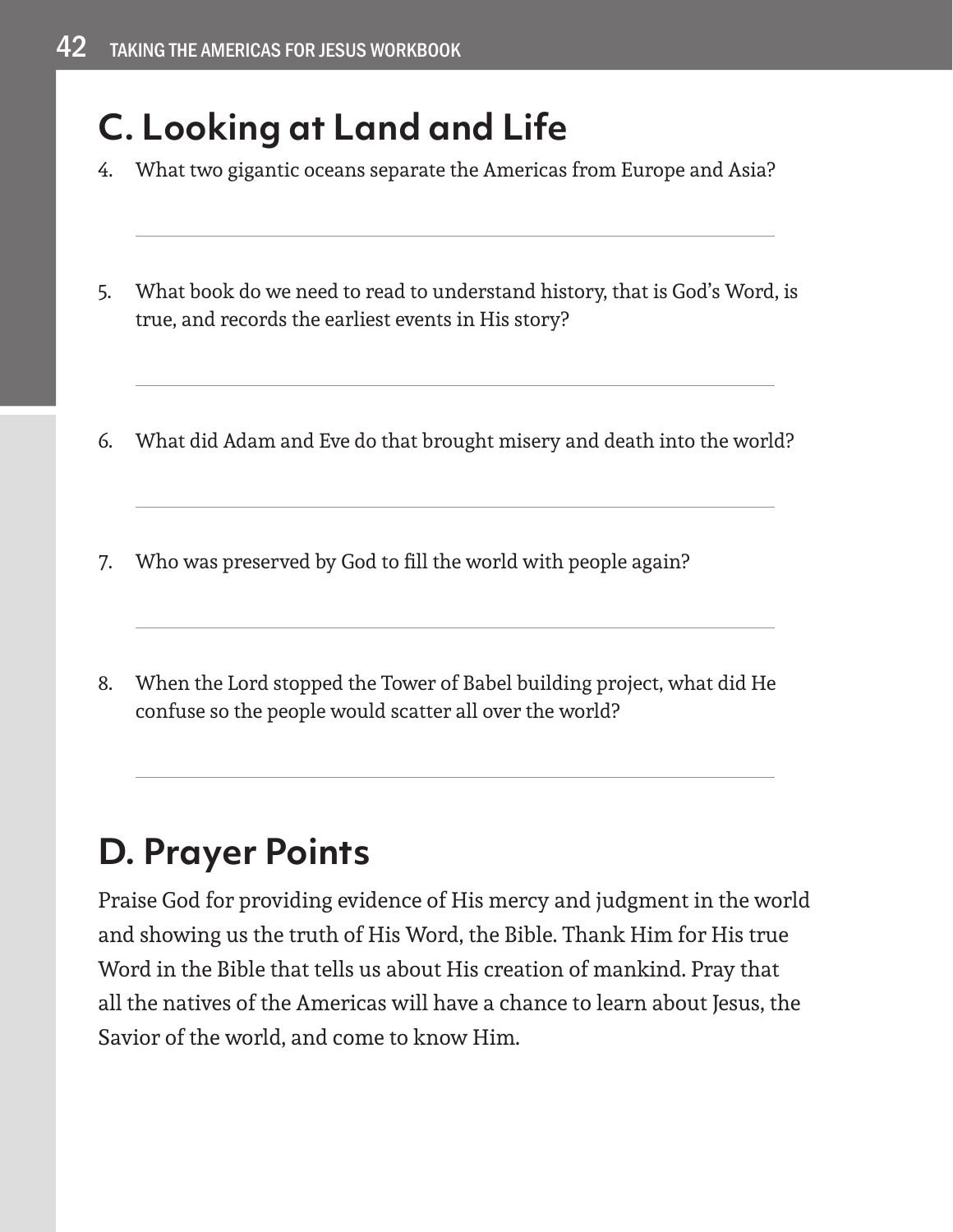## C. Looking at Land and Life

4. What two gigantic oceans separate the Americas from Europe and Asia?

5. What book do we need to read to understand history, that is God's Word, is true, and records the earliest events in His story?

6. What did Adam and Eve do that brought misery and death into the world?

7. Who was preserved by God to fill the world with people again?

8. When the Lord stopped the Tower of Babel building project, what did He confuse so the people would scatter all over the world?

## D. Prayer Points

Praise God for providing evidence of His mercy and judgment in the world and showing us the truth of His Word, the Bible. Thank Him for His true Word in the Bible that tells us about His creation of mankind. Pray that all the natives of the Americas will have a chance to learn about Jesus, the Savior of the world, and come to know Him.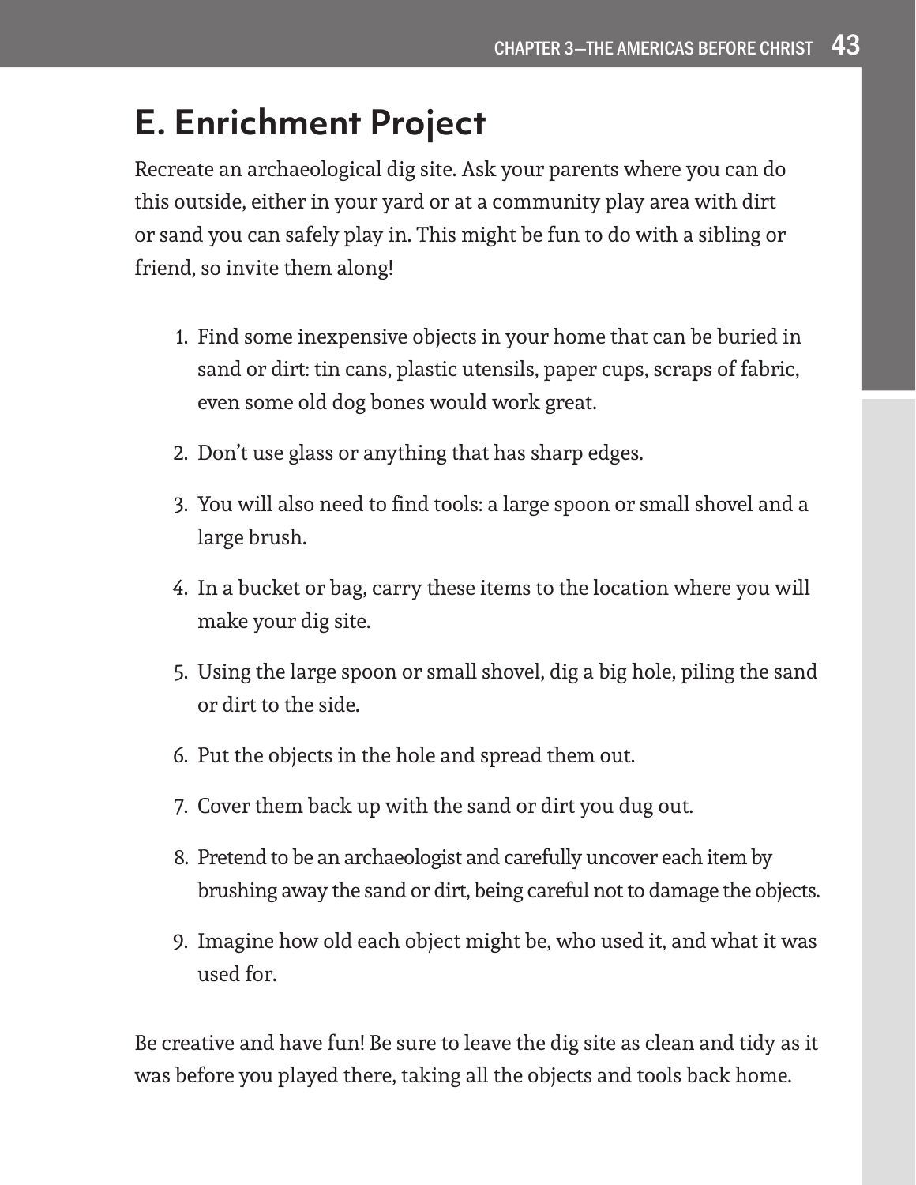## E. Enrichment Project

Recreate an archaeological dig site. Ask your parents where you can do this outside, either in your yard or at a community play area with dirt or sand you can safely play in. This might be fun to do with a sibling or friend, so invite them along!

1. Find some inexpensive objects in your home that can be buried in sand or dirt: tin cans, plastic utensils, paper cups, scraps of fabric, even some old dog bones would work great.
2. Don't use glass or anything that has sharp edges.
3. You will also need to find tools: a large spoon or small shovel and a large brush.
4. In a bucket or bag, carry these items to the location where you will make your dig site.
5. Using the large spoon or small shovel, dig a big hole, piling the sand or dirt to the side.
6. Put the objects in the hole and spread them out.
7. Cover them back up with the sand or dirt you dug out.
8. Pretend to be an archaeologist and carefully uncover each item by brushing away the sand or dirt, being careful not to damage the objects.
9. Imagine how old each object might be, who used it, and what it was used for.

Be creative and have fun! Be sure to leave the dig site as clean and tidy as it was before you played there, taking all the objects and tools back home.